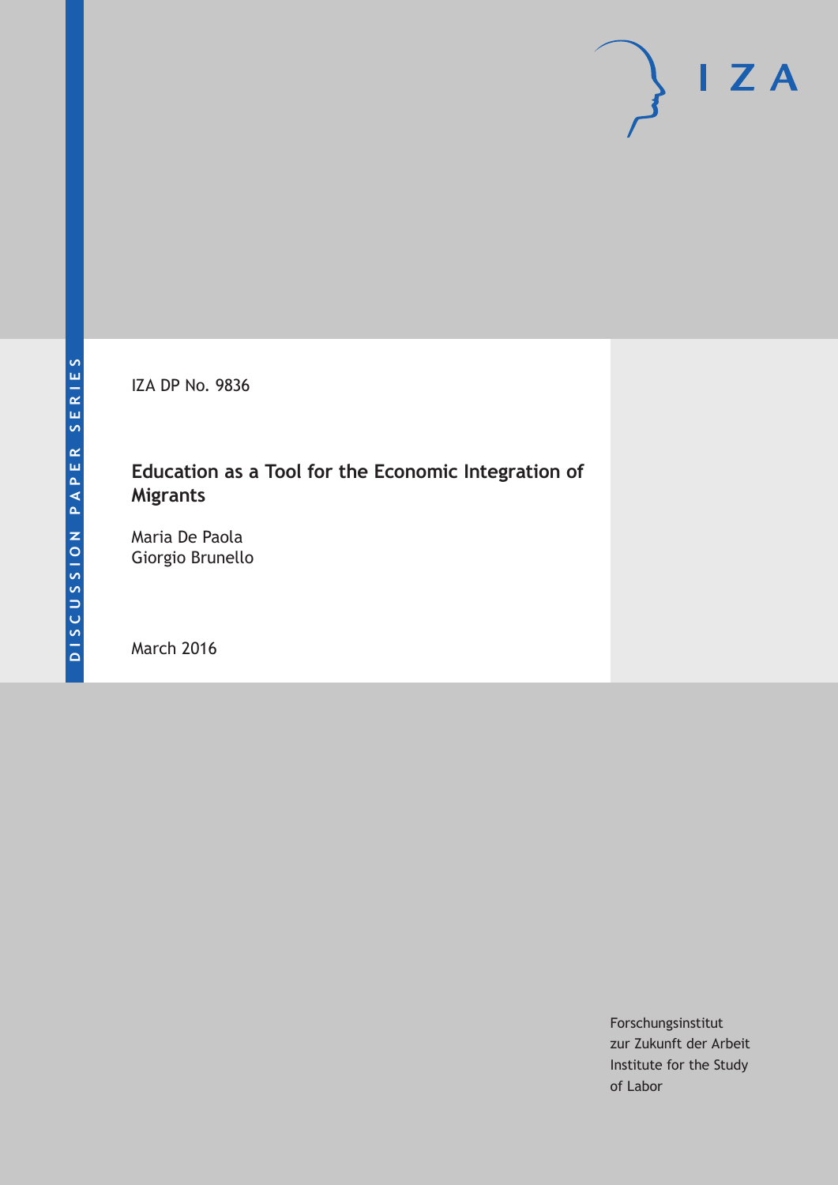DISCUSSION PAPER SERIES

IZA DP No. 9836

# Education as a Tool for the Economic Integration of Migrants

Maria De Paola
Giorgio Brunello

March 2016

Forschungsinstitut
zur Zukunft der Arbeit
Institute for the Study
of Labor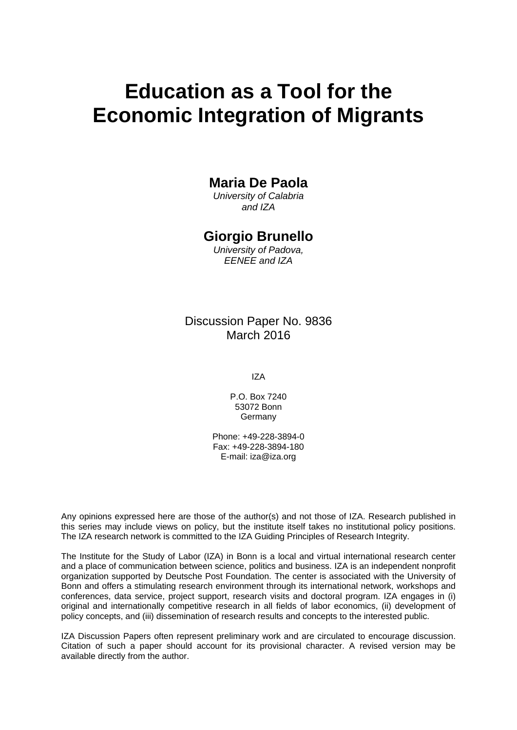# Education as a Tool for the Economic Integration of Migrants

**Maria De Paola**
*University of Calabria*
*and IZA*

**Giorgio Brunello**
*University of Padova,*
*EENEE and IZA*

Discussion Paper No. 9836
March 2016

IZA

P.O. Box 7240
53072 Bonn
Germany

Phone: +49-228-3894-0
Fax: +49-228-3894-180
E-mail: iza@iza.org

Any opinions expressed here are those of the author(s) and not those of IZA. Research published in this series may include views on policy, but the institute itself takes no institutional policy positions. The IZA research network is committed to the IZA Guiding Principles of Research Integrity.

The Institute for the Study of Labor (IZA) in Bonn is a local and virtual international research center and a place of communication between science, politics and business. IZA is an independent nonprofit organization supported by Deutsche Post Foundation. The center is associated with the University of Bonn and offers a stimulating research environment through its international network, workshops and conferences, data service, project support, research visits and doctoral program. IZA engages in (i) original and internationally competitive research in all fields of labor economics, (ii) development of policy concepts, and (iii) dissemination of research results and concepts to the interested public.

IZA Discussion Papers often represent preliminary work and are circulated to encourage discussion. Citation of such a paper should account for its provisional character. A revised version may be available directly from the author.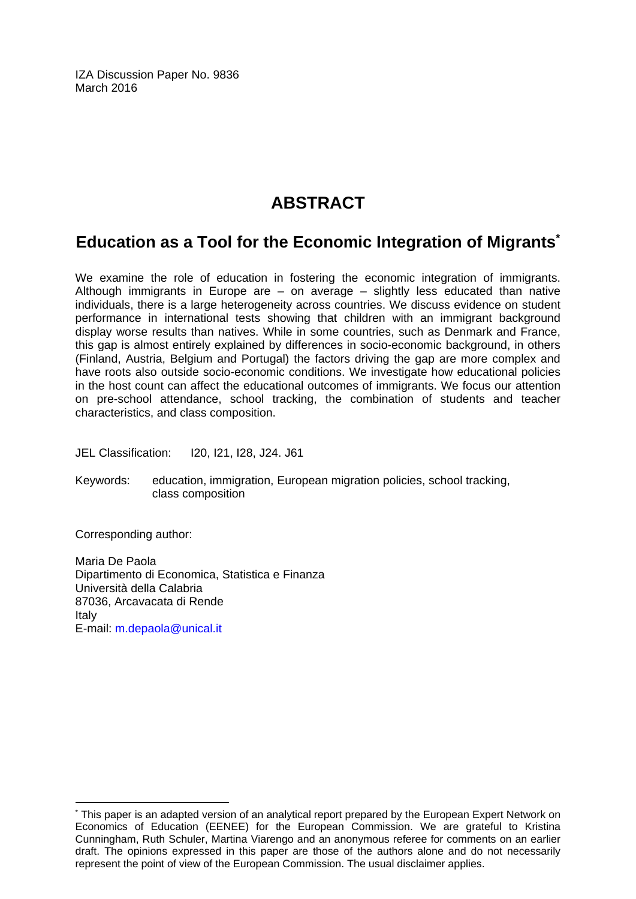IZA Discussion Paper No. 9836
March 2016

# ABSTRACT

## Education as a Tool for the Economic Integration of Migrants*

We examine the role of education in fostering the economic integration of immigrants. Although immigrants in Europe are – on average – slightly less educated than native individuals, there is a large heterogeneity across countries. We discuss evidence on student performance in international tests showing that children with an immigrant background display worse results than natives. While in some countries, such as Denmark and France, this gap is almost entirely explained by differences in socio-economic background, in others (Finland, Austria, Belgium and Portugal) the factors driving the gap are more complex and have roots also outside socio-economic conditions. We investigate how educational policies in the host count can affect the educational outcomes of immigrants. We focus our attention on pre-school attendance, school tracking, the combination of students and teacher characteristics, and class composition.

JEL Classification: I20, I21, I28, J24. J61

Keywords: education, immigration, European migration policies, school tracking, class composition

Corresponding author:

Maria De Paola
Dipartimento di Economica, Statistica e Finanza
Università della Calabria
87036, Arcavacata di Rende
Italy
E-mail: m.depaola@unical.it

---

* This paper is an adapted version of an analytical report prepared by the European Expert Network on Economics of Education (EENEE) for the European Commission. We are grateful to Kristina Cunningham, Ruth Schuler, Martina Viarengo and an anonymous referee for comments on an earlier draft. The opinions expressed in this paper are those of the authors alone and do not necessarily represent the point of view of the European Commission. The usual disclaimer applies.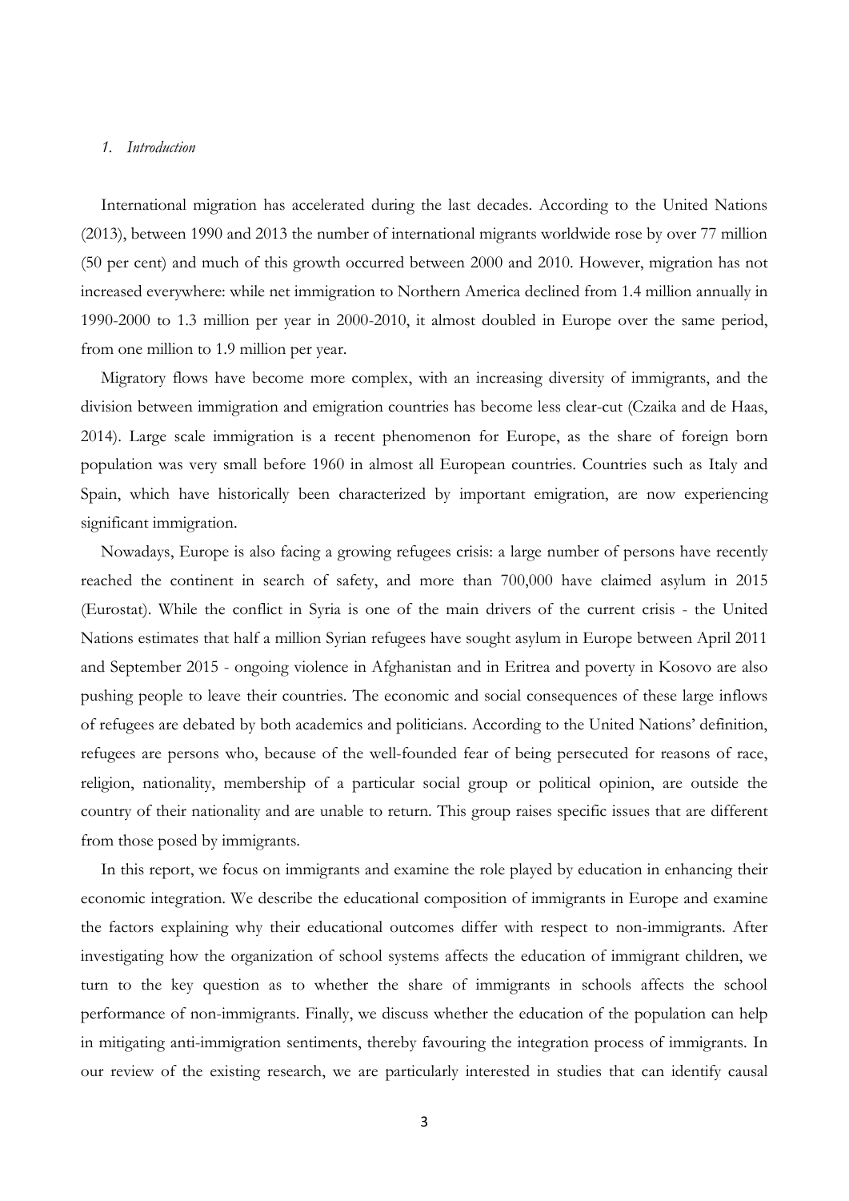## *1. Introduction*

International migration has accelerated during the last decades. According to the United Nations (2013), between 1990 and 2013 the number of international migrants worldwide rose by over 77 million (50 per cent) and much of this growth occurred between 2000 and 2010. However, migration has not increased everywhere: while net immigration to Northern America declined from 1.4 million annually in 1990-2000 to 1.3 million per year in 2000-2010, it almost doubled in Europe over the same period, from one million to 1.9 million per year.

Migratory flows have become more complex, with an increasing diversity of immigrants, and the division between immigration and emigration countries has become less clear-cut (Czaika and de Haas, 2014). Large scale immigration is a recent phenomenon for Europe, as the share of foreign born population was very small before 1960 in almost all European countries. Countries such as Italy and Spain, which have historically been characterized by important emigration, are now experiencing significant immigration.

Nowadays, Europe is also facing a growing refugees crisis: a large number of persons have recently reached the continent in search of safety, and more than 700,000 have claimed asylum in 2015 (Eurostat). While the conflict in Syria is one of the main drivers of the current crisis - the United Nations estimates that half a million Syrian refugees have sought asylum in Europe between April 2011 and September 2015 - ongoing violence in Afghanistan and in Eritrea and poverty in Kosovo are also pushing people to leave their countries. The economic and social consequences of these large inflows of refugees are debated by both academics and politicians. According to the United Nations' definition, refugees are persons who, because of the well-founded fear of being persecuted for reasons of race, religion, nationality, membership of a particular social group or political opinion, are outside the country of their nationality and are unable to return. This group raises specific issues that are different from those posed by immigrants.

In this report, we focus on immigrants and examine the role played by education in enhancing their economic integration. We describe the educational composition of immigrants in Europe and examine the factors explaining why their educational outcomes differ with respect to non-immigrants. After investigating how the organization of school systems affects the education of immigrant children, we turn to the key question as to whether the share of immigrants in schools affects the school performance of non-immigrants. Finally, we discuss whether the education of the population can help in mitigating anti-immigration sentiments, thereby favouring the integration process of immigrants. In our review of the existing research, we are particularly interested in studies that can identify causal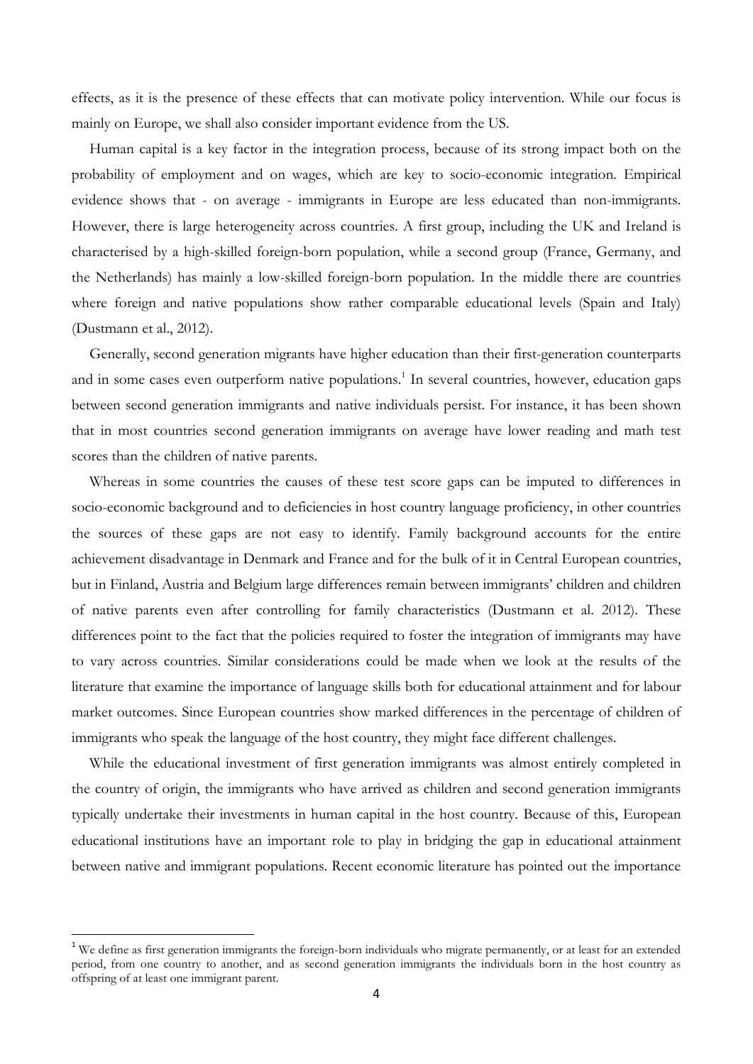effects, as it is the presence of these effects that can motivate policy intervention. While our focus is mainly on Europe, we shall also consider important evidence from the US.

Human capital is a key factor in the integration process, because of its strong impact both on the probability of employment and on wages, which are key to socio-economic integration. Empirical evidence shows that - on average - immigrants in Europe are less educated than non-immigrants. However, there is large heterogeneity across countries. A first group, including the UK and Ireland is characterised by a high-skilled foreign-born population, while a second group (France, Germany, and the Netherlands) has mainly a low-skilled foreign-born population. In the middle there are countries where foreign and native populations show rather comparable educational levels (Spain and Italy) (Dustmann et al., 2012).

Generally, second generation migrants have higher education than their first-generation counterparts and in some cases even outperform native populations.[1] In several countries, however, education gaps between second generation immigrants and native individuals persist. For instance, it has been shown that in most countries second generation immigrants on average have lower reading and math test scores than the children of native parents.

Whereas in some countries the causes of these test score gaps can be imputed to differences in socio-economic background and to deficiencies in host country language proficiency, in other countries the sources of these gaps are not easy to identify. Family background accounts for the entire achievement disadvantage in Denmark and France and for the bulk of it in Central European countries, but in Finland, Austria and Belgium large differences remain between immigrants' children and children of native parents even after controlling for family characteristics (Dustmann et al. 2012). These differences point to the fact that the policies required to foster the integration of immigrants may have to vary across countries. Similar considerations could be made when we look at the results of the literature that examine the importance of language skills both for educational attainment and for labour market outcomes. Since European countries show marked differences in the percentage of children of immigrants who speak the language of the host country, they might face different challenges.

While the educational investment of first generation immigrants was almost entirely completed in the country of origin, the immigrants who have arrived as children and second generation immigrants typically undertake their investments in human capital in the host country. Because of this, European educational institutions have an important role to play in bridging the gap in educational attainment between native and immigrant populations. Recent economic literature has pointed out the importance

[1] We define as first generation immigrants the foreign-born individuals who migrate permanently, or at least for an extended period, from one country to another, and as second generation immigrants the individuals born in the host country as offspring of at least one immigrant parent.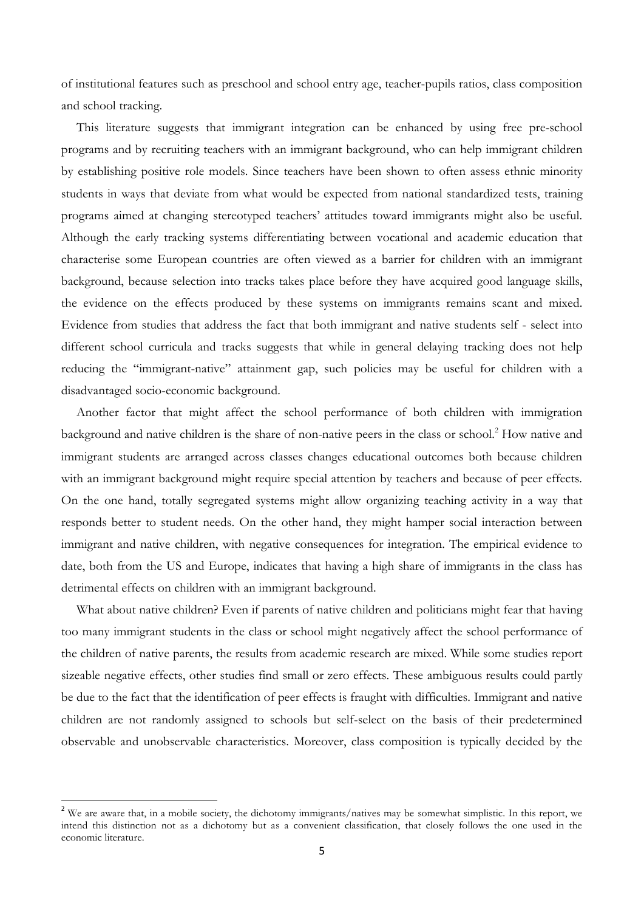of institutional features such as preschool and school entry age, teacher-pupils ratios, class composition and school tracking.

This literature suggests that immigrant integration can be enhanced by using free pre-school programs and by recruiting teachers with an immigrant background, who can help immigrant children by establishing positive role models. Since teachers have been shown to often assess ethnic minority students in ways that deviate from what would be expected from national standardized tests, training programs aimed at changing stereotyped teachers' attitudes toward immigrants might also be useful. Although the early tracking systems differentiating between vocational and academic education that characterise some European countries are often viewed as a barrier for children with an immigrant background, because selection into tracks takes place before they have acquired good language skills, the evidence on the effects produced by these systems on immigrants remains scant and mixed. Evidence from studies that address the fact that both immigrant and native students self - select into different school curricula and tracks suggests that while in general delaying tracking does not help reducing the "immigrant-native" attainment gap, such policies may be useful for children with a disadvantaged socio-economic background.

Another factor that might affect the school performance of both children with immigration background and native children is the share of non-native peers in the class or school.[2] How native and immigrant students are arranged across classes changes educational outcomes both because children with an immigrant background might require special attention by teachers and because of peer effects. On the one hand, totally segregated systems might allow organizing teaching activity in a way that responds better to student needs. On the other hand, they might hamper social interaction between immigrant and native children, with negative consequences for integration. The empirical evidence to date, both from the US and Europe, indicates that having a high share of immigrants in the class has detrimental effects on children with an immigrant background.

What about native children? Even if parents of native children and politicians might fear that having too many immigrant students in the class or school might negatively affect the school performance of the children of native parents, the results from academic research are mixed. While some studies report sizeable negative effects, other studies find small or zero effects. These ambiguous results could partly be due to the fact that the identification of peer effects is fraught with difficulties. Immigrant and native children are not randomly assigned to schools but self-select on the basis of their predetermined observable and unobservable characteristics. Moreover, class composition is typically decided by the

[2] We are aware that, in a mobile society, the dichotomy immigrants/natives may be somewhat simplistic. In this report, we intend this distinction not as a dichotomy but as a convenient classification, that closely follows the one used in the economic literature.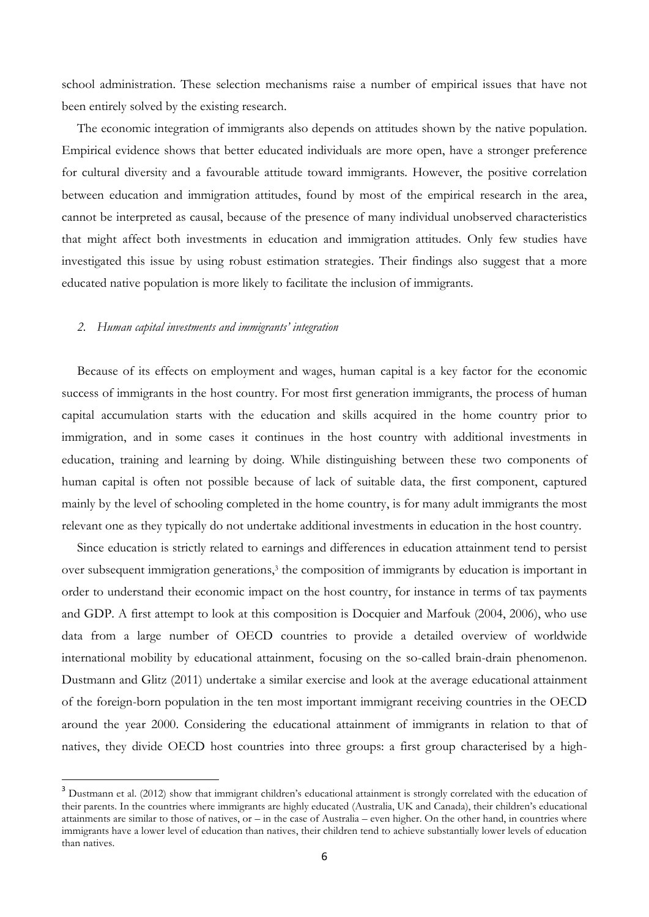school administration. These selection mechanisms raise a number of empirical issues that have not been entirely solved by the existing research.

The economic integration of immigrants also depends on attitudes shown by the native population. Empirical evidence shows that better educated individuals are more open, have a stronger preference for cultural diversity and a favourable attitude toward immigrants. However, the positive correlation between education and immigration attitudes, found by most of the empirical research in the area, cannot be interpreted as causal, because of the presence of many individual unobserved characteristics that might affect both investments in education and immigration attitudes. Only few studies have investigated this issue by using robust estimation strategies. Their findings also suggest that a more educated native population is more likely to facilitate the inclusion of immigrants.

## *2. Human capital investments and immigrants' integration*

Because of its effects on employment and wages, human capital is a key factor for the economic success of immigrants in the host country. For most first generation immigrants, the process of human capital accumulation starts with the education and skills acquired in the home country prior to immigration, and in some cases it continues in the host country with additional investments in education, training and learning by doing. While distinguishing between these two components of human capital is often not possible because of lack of suitable data, the first component, captured mainly by the level of schooling completed in the home country, is for many adult immigrants the most relevant one as they typically do not undertake additional investments in education in the host country.

Since education is strictly related to earnings and differences in education attainment tend to persist over subsequent immigration generations,[3] the composition of immigrants by education is important in order to understand their economic impact on the host country, for instance in terms of tax payments and GDP. A first attempt to look at this composition is Docquier and Marfouk (2004, 2006), who use data from a large number of OECD countries to provide a detailed overview of worldwide international mobility by educational attainment, focusing on the so-called brain-drain phenomenon. Dustmann and Glitz (2011) undertake a similar exercise and look at the average educational attainment of the foreign-born population in the ten most important immigrant receiving countries in the OECD around the year 2000. Considering the educational attainment of immigrants in relation to that of natives, they divide OECD host countries into three groups: a first group characterised by a high-

[3] Dustmann et al. (2012) show that immigrant children's educational attainment is strongly correlated with the education of their parents. In the countries where immigrants are highly educated (Australia, UK and Canada), their children's educational attainments are similar to those of natives, or – in the case of Australia – even higher. On the other hand, in countries where immigrants have a lower level of education than natives, their children tend to achieve substantially lower levels of education than natives.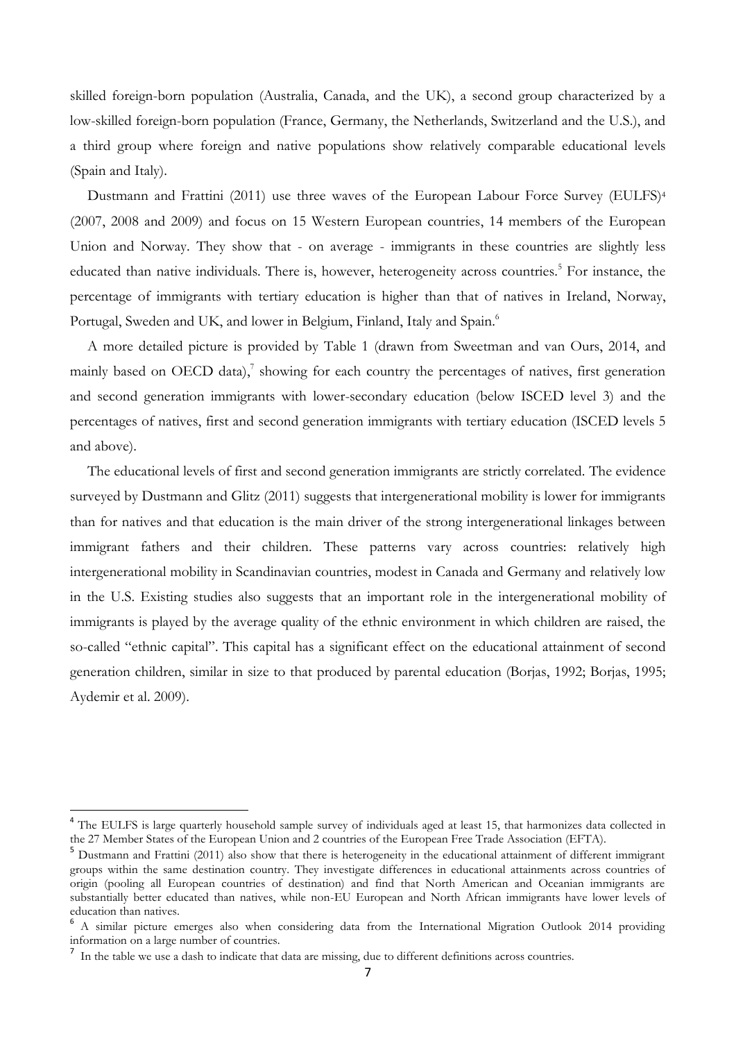skilled foreign-born population (Australia, Canada, and the UK), a second group characterized by a low-skilled foreign-born population (France, Germany, the Netherlands, Switzerland and the U.S.), and a third group where foreign and native populations show relatively comparable educational levels (Spain and Italy).

Dustmann and Frattini (2011) use three waves of the European Labour Force Survey (EULFS)[4] (2007, 2008 and 2009) and focus on 15 Western European countries, 14 members of the European Union and Norway. They show that - on average - immigrants in these countries are slightly less educated than native individuals. There is, however, heterogeneity across countries.[5] For instance, the percentage of immigrants with tertiary education is higher than that of natives in Ireland, Norway, Portugal, Sweden and UK, and lower in Belgium, Finland, Italy and Spain.[6]

A more detailed picture is provided by Table 1 (drawn from Sweetman and van Ours, 2014, and mainly based on OECD data),[7] showing for each country the percentages of natives, first generation and second generation immigrants with lower-secondary education (below ISCED level 3) and the percentages of natives, first and second generation immigrants with tertiary education (ISCED levels 5 and above).

The educational levels of first and second generation immigrants are strictly correlated. The evidence surveyed by Dustmann and Glitz (2011) suggests that intergenerational mobility is lower for immigrants than for natives and that education is the main driver of the strong intergenerational linkages between immigrant fathers and their children. These patterns vary across countries: relatively high intergenerational mobility in Scandinavian countries, modest in Canada and Germany and relatively low in the U.S. Existing studies also suggests that an important role in the intergenerational mobility of immigrants is played by the average quality of the ethnic environment in which children are raised, the so-called "ethnic capital". This capital has a significant effect on the educational attainment of second generation children, similar in size to that produced by parental education (Borjas, 1992; Borjas, 1995; Aydemir et al. 2009).

[4] The EULFS is large quarterly household sample survey of individuals aged at least 15, that harmonizes data collected in the 27 Member States of the European Union and 2 countries of the European Free Trade Association (EFTA).

[5] Dustmann and Frattini (2011) also show that there is heterogeneity in the educational attainment of different immigrant groups within the same destination country. They investigate differences in educational attainments across countries of origin (pooling all European countries of destination) and find that North American and Oceanian immigrants are substantially better educated than natives, while non-EU European and North African immigrants have lower levels of education than natives.

[6] A similar picture emerges also when considering data from the International Migration Outlook 2014 providing information on a large number of countries.

[7] In the table we use a dash to indicate that data are missing, due to different definitions across countries.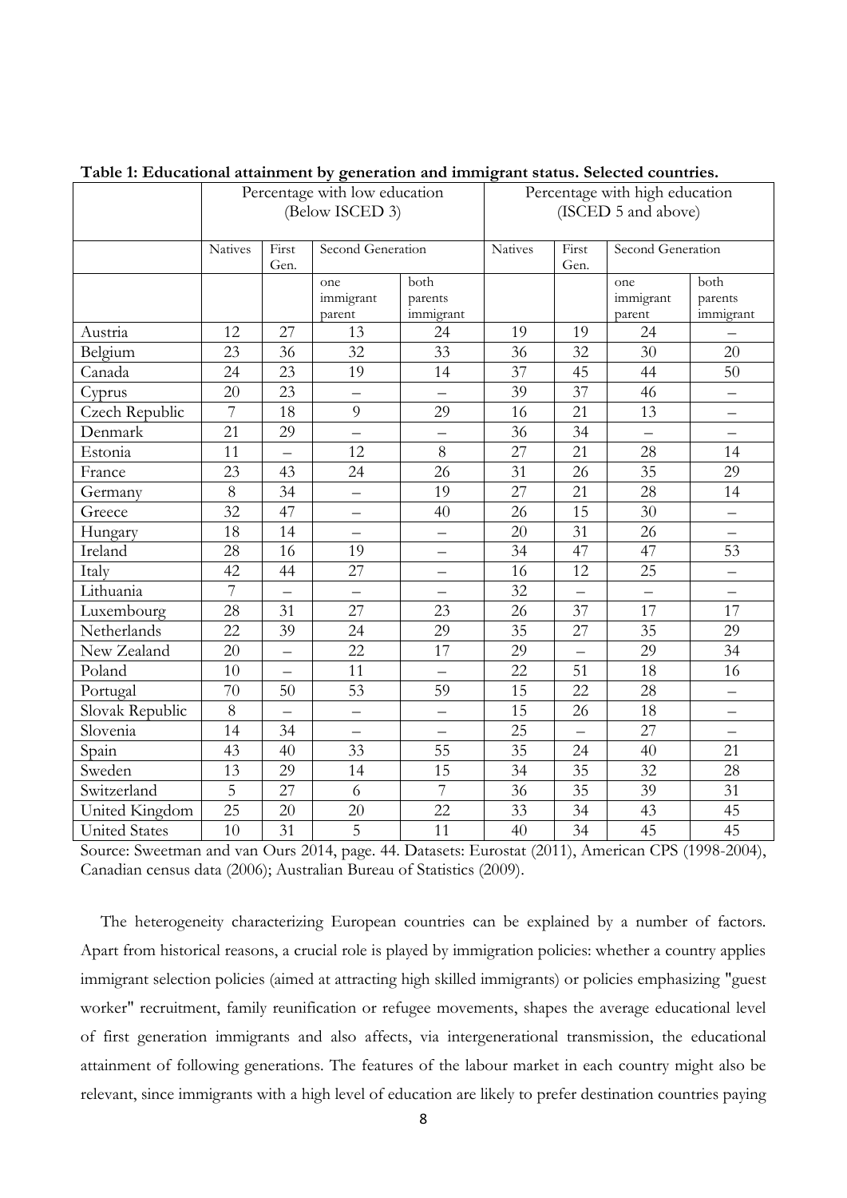**Table 1: Educational attainment by generation and immigrant status. Selected countries.**

| | Percentage with low education (Below ISCED 3) | | | | Percentage with high education (ISCED 5 and above) | | | |
|---|---|---|---|---|---|---|---|---|
| | Natives | First Gen. | Second Generation | | Natives | First Gen. | Second Generation | |
| | | | one immigrant parent | both parents immigrant | | | one immigrant parent | both parents immigrant |
| Austria | 12 | 27 | 13 | 24 | 19 | 19 | 24 | – |
| Belgium | 23 | 36 | 32 | 33 | 36 | 32 | 30 | 20 |
| Canada | 24 | 23 | 19 | 14 | 37 | 45 | 44 | 50 |
| Cyprus | 20 | 23 | – | – | 39 | 37 | 46 | – |
| Czech Republic | 7 | 18 | 9 | 29 | 16 | 21 | 13 | – |
| Denmark | 21 | 29 | – | – | 36 | 34 | – | – |
| Estonia | 11 | – | 12 | 8 | 27 | 21 | 28 | 14 |
| France | 23 | 43 | 24 | 26 | 31 | 26 | 35 | 29 |
| Germany | 8 | 34 | – | 19 | 27 | 21 | 28 | 14 |
| Greece | 32 | 47 | – | 40 | 26 | 15 | 30 | – |
| Hungary | 18 | 14 | – | – | 20 | 31 | 26 | – |
| Ireland | 28 | 16 | 19 | – | 34 | 47 | 47 | 53 |
| Italy | 42 | 44 | 27 | – | 16 | 12 | 25 | – |
| Lithuania | 7 | – | – | – | 32 | – | – | – |
| Luxembourg | 28 | 31 | 27 | 23 | 26 | 37 | 17 | 17 |
| Netherlands | 22 | 39 | 24 | 29 | 35 | 27 | 35 | 29 |
| New Zealand | 20 | – | 22 | 17 | 29 | – | 29 | 34 |
| Poland | 10 | – | 11 | – | 22 | 51 | 18 | 16 |
| Portugal | 70 | 50 | 53 | 59 | 15 | 22 | 28 | – |
| Slovak Republic | 8 | – | – | – | 15 | 26 | 18 | – |
| Slovenia | 14 | 34 | – | – | 25 | – | 27 | – |
| Spain | 43 | 40 | 33 | 55 | 35 | 24 | 40 | 21 |
| Sweden | 13 | 29 | 14 | 15 | 34 | 35 | 32 | 28 |
| Switzerland | 5 | 27 | 6 | 7 | 36 | 35 | 39 | 31 |
| United Kingdom | 25 | 20 | 20 | 22 | 33 | 34 | 43 | 45 |
| United States | 10 | 31 | 5 | 11 | 40 | 34 | 45 | 45 |

Source: Sweetman and van Ours 2014, page. 44. Datasets: Eurostat (2011), American CPS (1998-2004), Canadian census data (2006); Australian Bureau of Statistics (2009).

The heterogeneity characterizing European countries can be explained by a number of factors. Apart from historical reasons, a crucial role is played by immigration policies: whether a country applies immigrant selection policies (aimed at attracting high skilled immigrants) or policies emphasizing "guest worker" recruitment, family reunification or refugee movements, shapes the average educational level of first generation immigrants and also affects, via intergenerational transmission, the educational attainment of following generations. The features of the labour market in each country might also be relevant, since immigrants with a high level of education are likely to prefer destination countries paying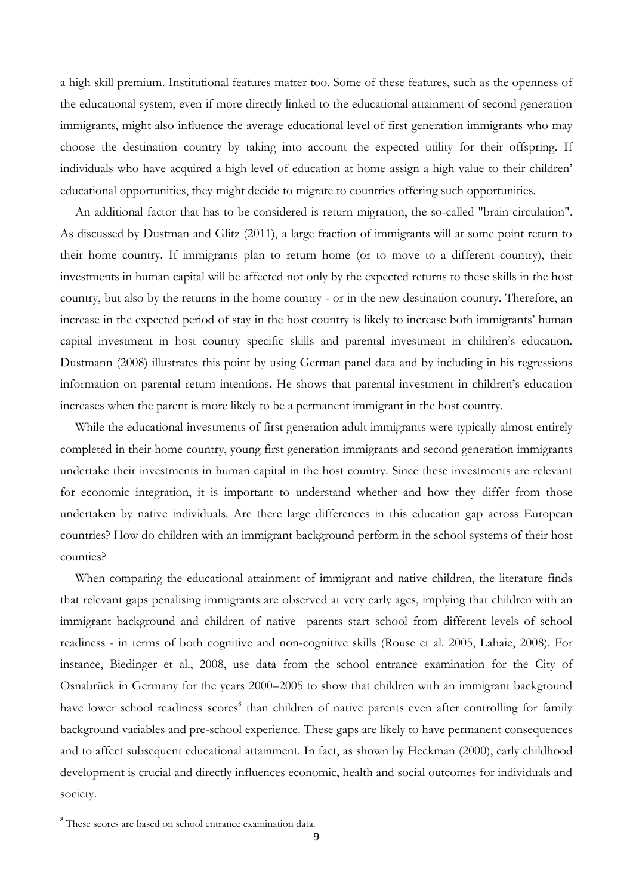a high skill premium. Institutional features matter too. Some of these features, such as the openness of the educational system, even if more directly linked to the educational attainment of second generation immigrants, might also influence the average educational level of first generation immigrants who may choose the destination country by taking into account the expected utility for their offspring. If individuals who have acquired a high level of education at home assign a high value to their children' educational opportunities, they might decide to migrate to countries offering such opportunities.

An additional factor that has to be considered is return migration, the so-called "brain circulation". As discussed by Dustman and Glitz (2011), a large fraction of immigrants will at some point return to their home country. If immigrants plan to return home (or to move to a different country), their investments in human capital will be affected not only by the expected returns to these skills in the host country, but also by the returns in the home country - or in the new destination country. Therefore, an increase in the expected period of stay in the host country is likely to increase both immigrants' human capital investment in host country specific skills and parental investment in children's education. Dustmann (2008) illustrates this point by using German panel data and by including in his regressions information on parental return intentions. He shows that parental investment in children's education increases when the parent is more likely to be a permanent immigrant in the host country.

While the educational investments of first generation adult immigrants were typically almost entirely completed in their home country, young first generation immigrants and second generation immigrants undertake their investments in human capital in the host country. Since these investments are relevant for economic integration, it is important to understand whether and how they differ from those undertaken by native individuals. Are there large differences in this education gap across European countries? How do children with an immigrant background perform in the school systems of their host counties?

When comparing the educational attainment of immigrant and native children, the literature finds that relevant gaps penalising immigrants are observed at very early ages, implying that children with an immigrant background and children of native parents start school from different levels of school readiness - in terms of both cognitive and non-cognitive skills (Rouse et al. 2005, Lahaie, 2008). For instance, Biedinger et al., 2008, use data from the school entrance examination for the City of Osnabrück in Germany for the years 2000–2005 to show that children with an immigrant background have lower school readiness scores[8] than children of native parents even after controlling for family background variables and pre-school experience. These gaps are likely to have permanent consequences and to affect subsequent educational attainment. In fact, as shown by Heckman (2000), early childhood development is crucial and directly influences economic, health and social outcomes for individuals and society.

[8] These scores are based on school entrance examination data.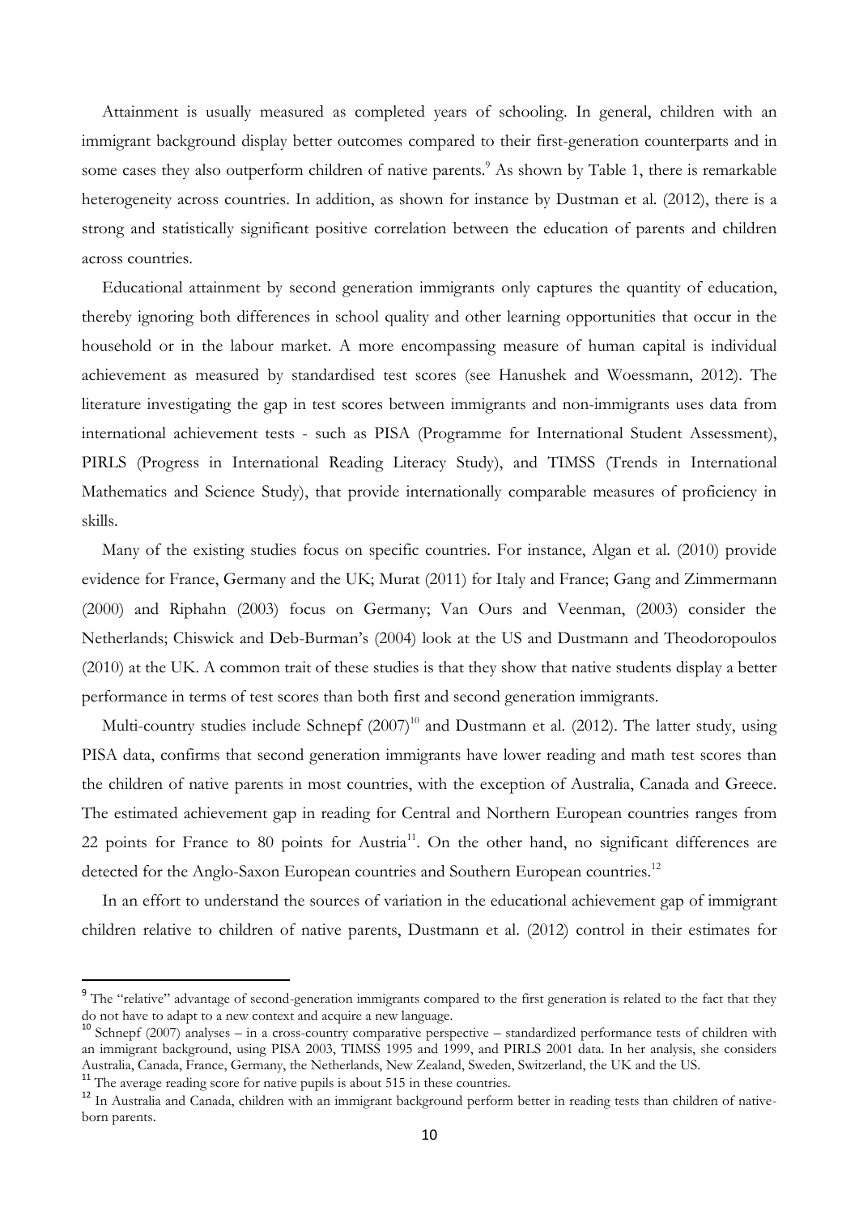Attainment is usually measured as completed years of schooling. In general, children with an immigrant background display better outcomes compared to their first-generation counterparts and in some cases they also outperform children of native parents.[9] As shown by Table 1, there is remarkable heterogeneity across countries. In addition, as shown for instance by Dustman et al. (2012), there is a strong and statistically significant positive correlation between the education of parents and children across countries.

Educational attainment by second generation immigrants only captures the quantity of education, thereby ignoring both differences in school quality and other learning opportunities that occur in the household or in the labour market. A more encompassing measure of human capital is individual achievement as measured by standardised test scores (see Hanushek and Woessmann, 2012). The literature investigating the gap in test scores between immigrants and non-immigrants uses data from international achievement tests - such as PISA (Programme for International Student Assessment), PIRLS (Progress in International Reading Literacy Study), and TIMSS (Trends in International Mathematics and Science Study), that provide internationally comparable measures of proficiency in skills.

Many of the existing studies focus on specific countries. For instance, Algan et al. (2010) provide evidence for France, Germany and the UK; Murat (2011) for Italy and France; Gang and Zimmermann (2000) and Riphahn (2003) focus on Germany; Van Ours and Veenman, (2003) consider the Netherlands; Chiswick and Deb-Burman's (2004) look at the US and Dustmann and Theodoropoulos (2010) at the UK. A common trait of these studies is that they show that native students display a better performance in terms of test scores than both first and second generation immigrants.

Multi-country studies include Schnepf (2007)[10] and Dustmann et al. (2012). The latter study, using PISA data, confirms that second generation immigrants have lower reading and math test scores than the children of native parents in most countries, with the exception of Australia, Canada and Greece. The estimated achievement gap in reading for Central and Northern European countries ranges from 22 points for France to 80 points for Austria[11]. On the other hand, no significant differences are detected for the Anglo-Saxon European countries and Southern European countries.[12]

In an effort to understand the sources of variation in the educational achievement gap of immigrant children relative to children of native parents, Dustmann et al. (2012) control in their estimates for

---

[9] The "relative" advantage of second-generation immigrants compared to the first generation is related to the fact that they do not have to adapt to a new context and acquire a new language.

[10] Schnepf (2007) analyses – in a cross-country comparative perspective – standardized performance tests of children with an immigrant background, using PISA 2003, TIMSS 1995 and 1999, and PIRLS 2001 data. In her analysis, she considers Australia, Canada, France, Germany, the Netherlands, New Zealand, Sweden, Switzerland, the UK and the US.

[11] The average reading score for native pupils is about 515 in these countries.

[12] In Australia and Canada, children with an immigrant background perform better in reading tests than children of native-born parents.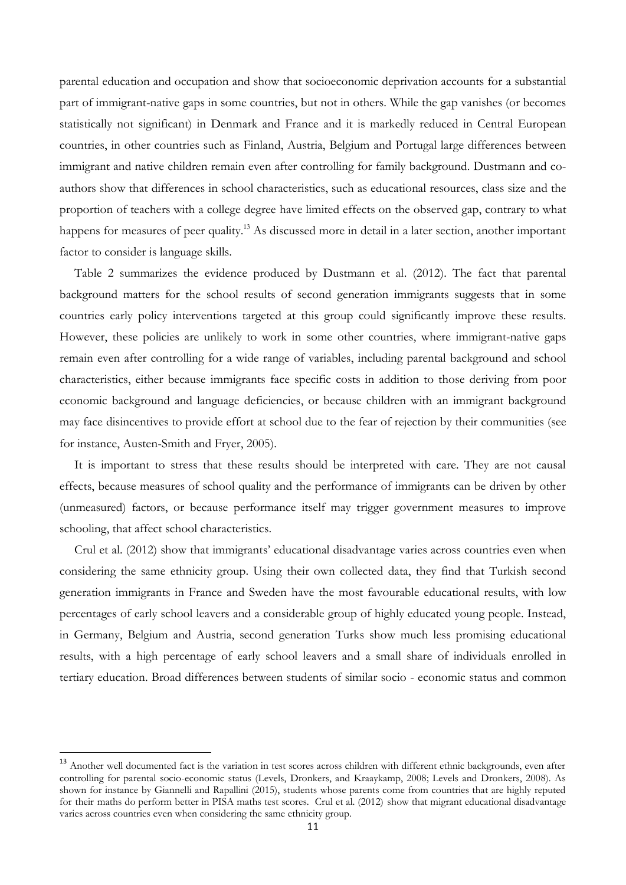parental education and occupation and show that socioeconomic deprivation accounts for a substantial part of immigrant-native gaps in some countries, but not in others. While the gap vanishes (or becomes statistically not significant) in Denmark and France and it is markedly reduced in Central European countries, in other countries such as Finland, Austria, Belgium and Portugal large differences between immigrant and native children remain even after controlling for family background. Dustmann and co-authors show that differences in school characteristics, such as educational resources, class size and the proportion of teachers with a college degree have limited effects on the observed gap, contrary to what happens for measures of peer quality.[13] As discussed more in detail in a later section, another important factor to consider is language skills.

Table 2 summarizes the evidence produced by Dustmann et al. (2012). The fact that parental background matters for the school results of second generation immigrants suggests that in some countries early policy interventions targeted at this group could significantly improve these results. However, these policies are unlikely to work in some other countries, where immigrant-native gaps remain even after controlling for a wide range of variables, including parental background and school characteristics, either because immigrants face specific costs in addition to those deriving from poor economic background and language deficiencies, or because children with an immigrant background may face disincentives to provide effort at school due to the fear of rejection by their communities (see for instance, Austen-Smith and Fryer, 2005).

It is important to stress that these results should be interpreted with care. They are not causal effects, because measures of school quality and the performance of immigrants can be driven by other (unmeasured) factors, or because performance itself may trigger government measures to improve schooling, that affect school characteristics.

Crul et al. (2012) show that immigrants' educational disadvantage varies across countries even when considering the same ethnicity group. Using their own collected data, they find that Turkish second generation immigrants in France and Sweden have the most favourable educational results, with low percentages of early school leavers and a considerable group of highly educated young people. Instead, in Germany, Belgium and Austria, second generation Turks show much less promising educational results, with a high percentage of early school leavers and a small share of individuals enrolled in tertiary education. Broad differences between students of similar socio - economic status and common

[13] Another well documented fact is the variation in test scores across children with different ethnic backgrounds, even after controlling for parental socio-economic status (Levels, Dronkers, and Kraaykamp, 2008; Levels and Dronkers, 2008). As shown for instance by Giannelli and Rapallini (2015), students whose parents come from countries that are highly reputed for their maths do perform better in PISA maths test scores. Crul et al. (2012) show that migrant educational disadvantage varies across countries even when considering the same ethnicity group.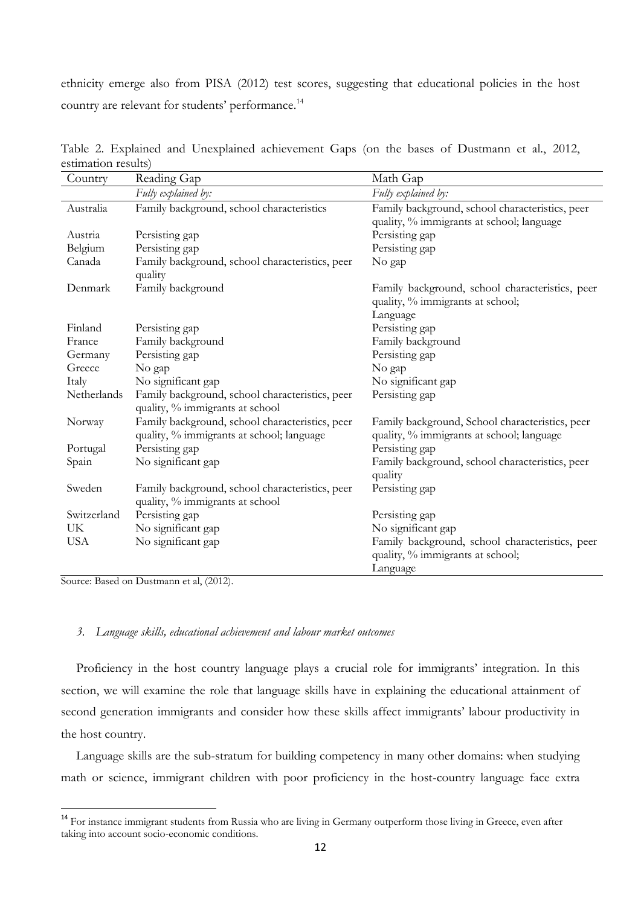ethnicity emerge also from PISA (2012) test scores, suggesting that educational policies in the host country are relevant for students' performance.[14]

Table 2. Explained and Unexplained achievement Gaps (on the bases of Dustmann et al., 2012, estimation results)

| Country | Reading Gap | Math Gap |
|---|---|---|
| | *Fully explained by:* | *Fully explained by:* |
| Australia | Family background, school characteristics | Family background, school characteristics, peer quality, % immigrants at school; language |
| Austria | Persisting gap | Persisting gap |
| Belgium | Persisting gap | Persisting gap |
| Canada | Family background, school characteristics, peer quality | No gap |
| Denmark | Family background | Family background, school characteristics, peer quality, % immigrants at school; Language |
| Finland | Persisting gap | Persisting gap |
| France | Family background | Family background |
| Germany | Persisting gap | Persisting gap |
| Greece | No gap | No gap |
| Italy | No significant gap | No significant gap |
| Netherlands | Family background, school characteristics, peer quality, % immigrants at school | Persisting gap |
| Norway | Family background, school characteristics, peer quality, % immigrants at school; language | Family background, School characteristics, peer quality, % immigrants at school; language |
| Portugal | Persisting gap | Persisting gap |
| Spain | No significant gap | Family background, school characteristics, peer quality |
| Sweden | Family background, school characteristics, peer quality, % immigrants at school | Persisting gap |
| Switzerland | Persisting gap | Persisting gap |
| UK | No significant gap | No significant gap |
| USA | No significant gap | Family background, school characteristics, peer quality, % immigrants at school; Language |

Source: Based on Dustmann et al, (2012).

### *3. Language skills, educational achievement and labour market outcomes*

Proficiency in the host country language plays a crucial role for immigrants' integration. In this section, we will examine the role that language skills have in explaining the educational attainment of second generation immigrants and consider how these skills affect immigrants' labour productivity in the host country.

Language skills are the sub-stratum for building competency in many other domains: when studying math or science, immigrant children with poor proficiency in the host-country language face extra

[14] For instance immigrant students from Russia who are living in Germany outperform those living in Greece, even after taking into account socio-economic conditions.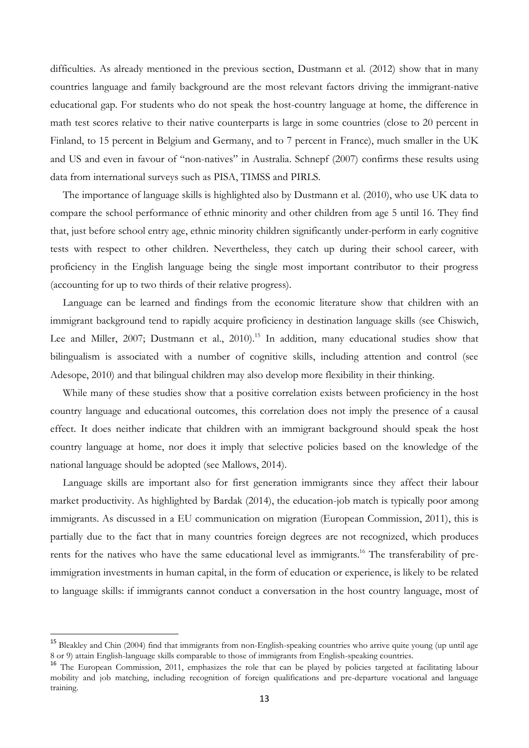difficulties. As already mentioned in the previous section, Dustmann et al. (2012) show that in many countries language and family background are the most relevant factors driving the immigrant-native educational gap. For students who do not speak the host-country language at home, the difference in math test scores relative to their native counterparts is large in some countries (close to 20 percent in Finland, to 15 percent in Belgium and Germany, and to 7 percent in France), much smaller in the UK and US and even in favour of "non-natives" in Australia. Schnepf (2007) confirms these results using data from international surveys such as PISA, TIMSS and PIRLS.

The importance of language skills is highlighted also by Dustmann et al. (2010), who use UK data to compare the school performance of ethnic minority and other children from age 5 until 16. They find that, just before school entry age, ethnic minority children significantly under-perform in early cognitive tests with respect to other children. Nevertheless, they catch up during their school career, with proficiency in the English language being the single most important contributor to their progress (accounting for up to two thirds of their relative progress).

Language can be learned and findings from the economic literature show that children with an immigrant background tend to rapidly acquire proficiency in destination language skills (see Chiswich, Lee and Miller, 2007; Dustmann et al., 2010).[15] In addition, many educational studies show that bilingualism is associated with a number of cognitive skills, including attention and control (see Adesope, 2010) and that bilingual children may also develop more flexibility in their thinking.

While many of these studies show that a positive correlation exists between proficiency in the host country language and educational outcomes, this correlation does not imply the presence of a causal effect. It does neither indicate that children with an immigrant background should speak the host country language at home, nor does it imply that selective policies based on the knowledge of the national language should be adopted (see Mallows, 2014).

Language skills are important also for first generation immigrants since they affect their labour market productivity. As highlighted by Bardak (2014), the education-job match is typically poor among immigrants. As discussed in a EU communication on migration (European Commission, 2011), this is partially due to the fact that in many countries foreign degrees are not recognized, which produces rents for the natives who have the same educational level as immigrants.[16] The transferability of pre-immigration investments in human capital, in the form of education or experience, is likely to be related to language skills: if immigrants cannot conduct a conversation in the host country language, most of

---

[15] Bleakley and Chin (2004) find that immigrants from non-English-speaking countries who arrive quite young (up until age 8 or 9) attain English-language skills comparable to those of immigrants from English-speaking countries.

[16] The European Commission, 2011, emphasizes the role that can be played by policies targeted at facilitating labour mobility and job matching, including recognition of foreign qualifications and pre-departure vocational and language training.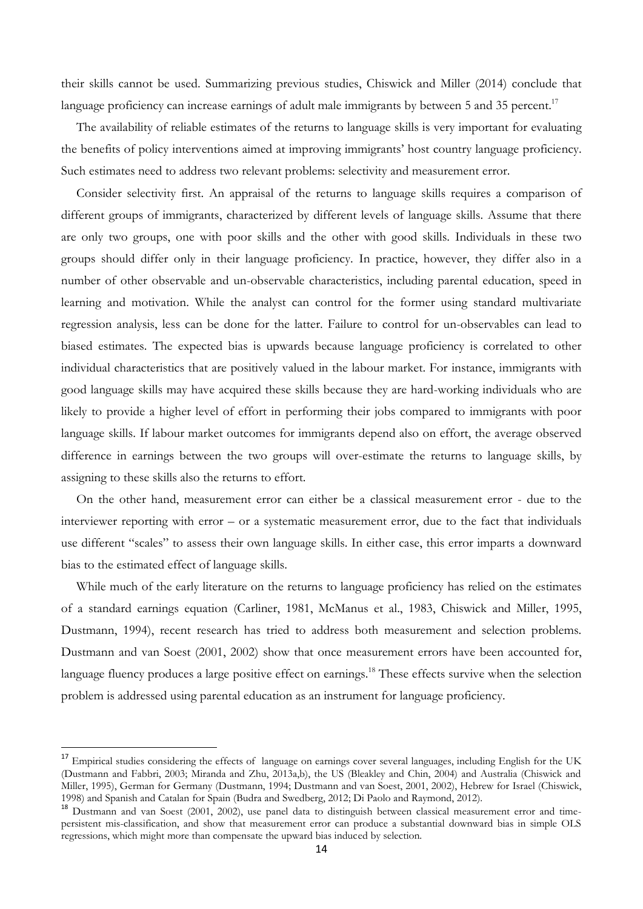their skills cannot be used. Summarizing previous studies, Chiswick and Miller (2014) conclude that language proficiency can increase earnings of adult male immigrants by between 5 and 35 percent.[17]

The availability of reliable estimates of the returns to language skills is very important for evaluating the benefits of policy interventions aimed at improving immigrants' host country language proficiency. Such estimates need to address two relevant problems: selectivity and measurement error.

Consider selectivity first. An appraisal of the returns to language skills requires a comparison of different groups of immigrants, characterized by different levels of language skills. Assume that there are only two groups, one with poor skills and the other with good skills. Individuals in these two groups should differ only in their language proficiency. In practice, however, they differ also in a number of other observable and un-observable characteristics, including parental education, speed in learning and motivation. While the analyst can control for the former using standard multivariate regression analysis, less can be done for the latter. Failure to control for un-observables can lead to biased estimates. The expected bias is upwards because language proficiency is correlated to other individual characteristics that are positively valued in the labour market. For instance, immigrants with good language skills may have acquired these skills because they are hard-working individuals who are likely to provide a higher level of effort in performing their jobs compared to immigrants with poor language skills. If labour market outcomes for immigrants depend also on effort, the average observed difference in earnings between the two groups will over-estimate the returns to language skills, by assigning to these skills also the returns to effort.

On the other hand, measurement error can either be a classical measurement error - due to the interviewer reporting with error – or a systematic measurement error, due to the fact that individuals use different "scales" to assess their own language skills. In either case, this error imparts a downward bias to the estimated effect of language skills.

While much of the early literature on the returns to language proficiency has relied on the estimates of a standard earnings equation (Carliner, 1981, McManus et al., 1983, Chiswick and Miller, 1995, Dustmann, 1994), recent research has tried to address both measurement and selection problems. Dustmann and van Soest (2001, 2002) show that once measurement errors have been accounted for, language fluency produces a large positive effect on earnings.[18] These effects survive when the selection problem is addressed using parental education as an instrument for language proficiency.

[17] Empirical studies considering the effects of language on earnings cover several languages, including English for the UK (Dustmann and Fabbri, 2003; Miranda and Zhu, 2013a,b), the US (Bleakley and Chin, 2004) and Australia (Chiswick and Miller, 1995), German for Germany (Dustmann, 1994; Dustmann and van Soest, 2001, 2002), Hebrew for Israel (Chiswick, 1998) and Spanish and Catalan for Spain (Budra and Swedberg, 2012; Di Paolo and Raymond, 2012).

[18] Dustmann and van Soest (2001, 2002), use panel data to distinguish between classical measurement error and time-persistent mis-classification, and show that measurement error can produce a substantial downward bias in simple OLS regressions, which might more than compensate the upward bias induced by selection.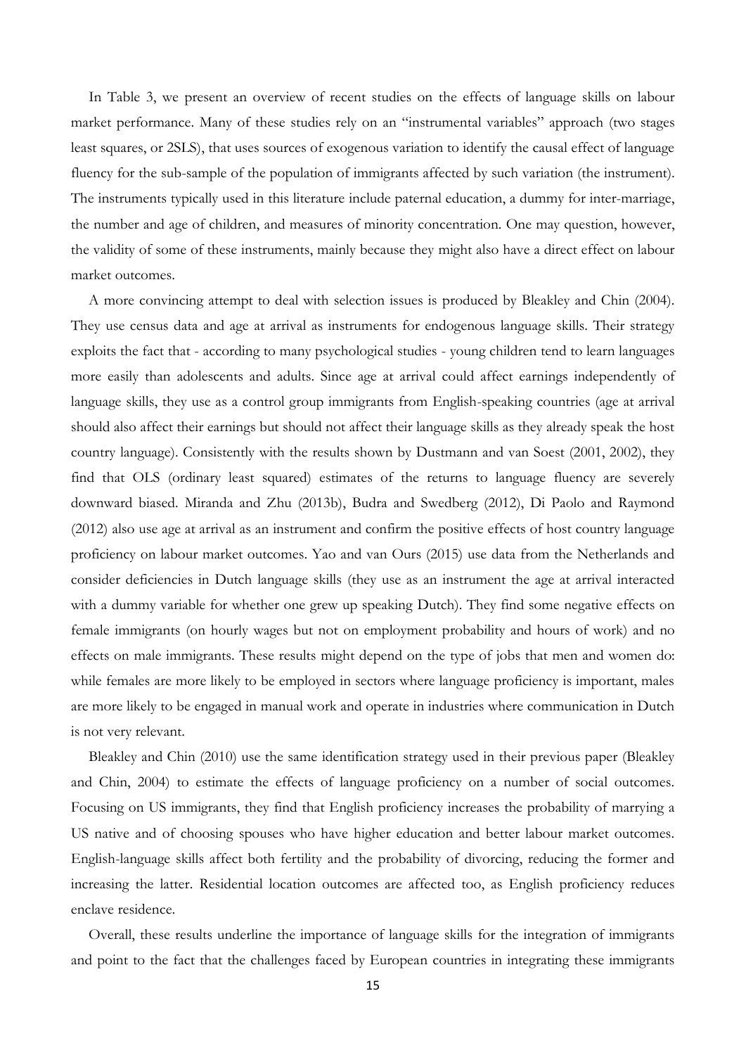In Table 3, we present an overview of recent studies on the effects of language skills on labour market performance. Many of these studies rely on an "instrumental variables" approach (two stages least squares, or 2SLS), that uses sources of exogenous variation to identify the causal effect of language fluency for the sub-sample of the population of immigrants affected by such variation (the instrument). The instruments typically used in this literature include paternal education, a dummy for inter-marriage, the number and age of children, and measures of minority concentration. One may question, however, the validity of some of these instruments, mainly because they might also have a direct effect on labour market outcomes.

A more convincing attempt to deal with selection issues is produced by Bleakley and Chin (2004). They use census data and age at arrival as instruments for endogenous language skills. Their strategy exploits the fact that - according to many psychological studies - young children tend to learn languages more easily than adolescents and adults. Since age at arrival could affect earnings independently of language skills, they use as a control group immigrants from English-speaking countries (age at arrival should also affect their earnings but should not affect their language skills as they already speak the host country language). Consistently with the results shown by Dustmann and van Soest (2001, 2002), they find that OLS (ordinary least squared) estimates of the returns to language fluency are severely downward biased. Miranda and Zhu (2013b), Budra and Swedberg (2012), Di Paolo and Raymond (2012) also use age at arrival as an instrument and confirm the positive effects of host country language proficiency on labour market outcomes. Yao and van Ours (2015) use data from the Netherlands and consider deficiencies in Dutch language skills (they use as an instrument the age at arrival interacted with a dummy variable for whether one grew up speaking Dutch). They find some negative effects on female immigrants (on hourly wages but not on employment probability and hours of work) and no effects on male immigrants. These results might depend on the type of jobs that men and women do: while females are more likely to be employed in sectors where language proficiency is important, males are more likely to be engaged in manual work and operate in industries where communication in Dutch is not very relevant.

Bleakley and Chin (2010) use the same identification strategy used in their previous paper (Bleakley and Chin, 2004) to estimate the effects of language proficiency on a number of social outcomes. Focusing on US immigrants, they find that English proficiency increases the probability of marrying a US native and of choosing spouses who have higher education and better labour market outcomes. English-language skills affect both fertility and the probability of divorcing, reducing the former and increasing the latter. Residential location outcomes are affected too, as English proficiency reduces enclave residence.

Overall, these results underline the importance of language skills for the integration of immigrants and point to the fact that the challenges faced by European countries in integrating these immigrants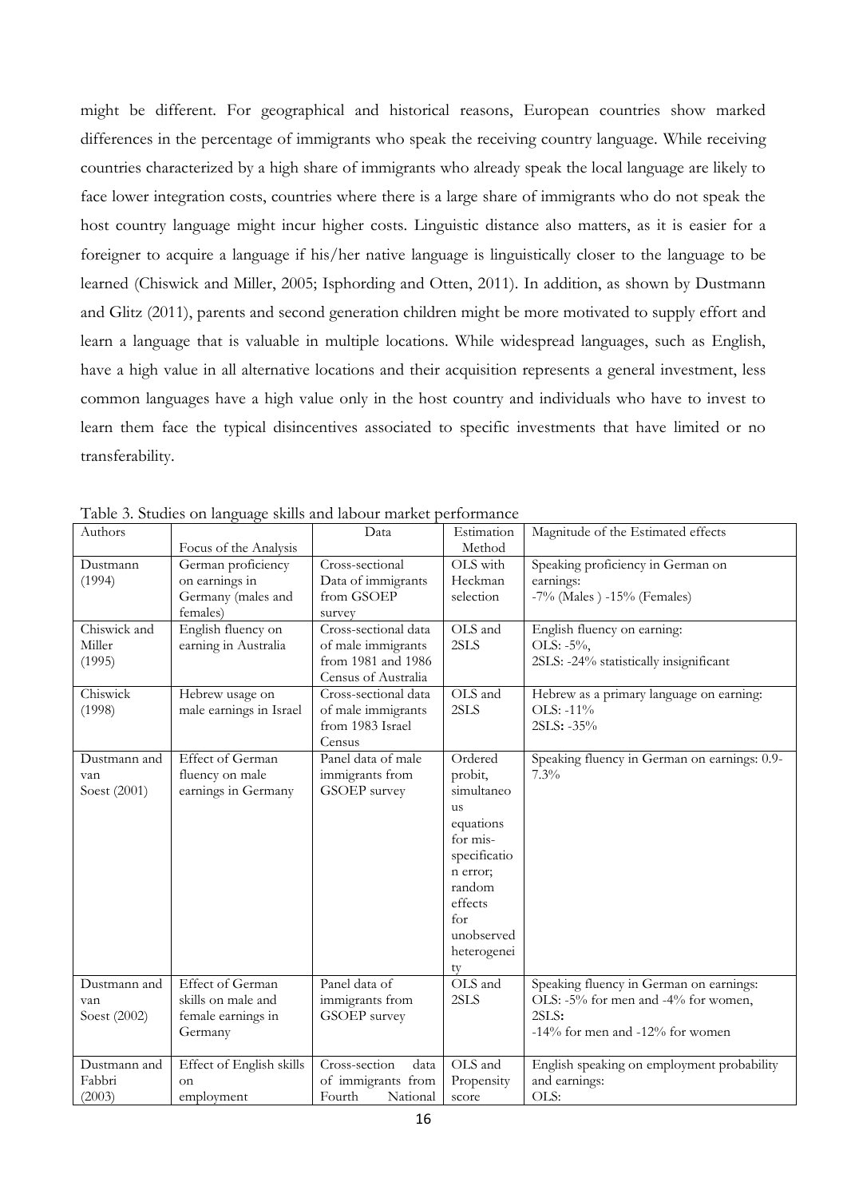might be different. For geographical and historical reasons, European countries show marked differences in the percentage of immigrants who speak the receiving country language. While receiving countries characterized by a high share of immigrants who already speak the local language are likely to face lower integration costs, countries where there is a large share of immigrants who do not speak the host country language might incur higher costs. Linguistic distance also matters, as it is easier for a foreigner to acquire a language if his/her native language is linguistically closer to the language to be learned (Chiswick and Miller, 2005; Isphording and Otten, 2011). In addition, as shown by Dustmann and Glitz (2011), parents and second generation children might be more motivated to supply effort and learn a language that is valuable in multiple locations. While widespread languages, such as English, have a high value in all alternative locations and their acquisition represents a general investment, less common languages have a high value only in the host country and individuals who have to invest to learn them face the typical disincentives associated to specific investments that have limited or no transferability.

Table 3. Studies on language skills and labour market performance

| Authors | Focus of the Analysis | Data | Estimation Method | Magnitude of the Estimated effects |
|---|---|---|---|---|
| Dustmann (1994) | German proficiency on earnings in Germany (males and females) | Cross-sectional Data of immigrants from GSOEP survey | OLS with Heckman selection | Speaking proficiency in German on earnings: -7% (Males ) -15% (Females) |
| Chiswick and Miller (1995) | English fluency on earning in Australia | Cross-sectional data of male immigrants from 1981 and 1986 Census of Australia | OLS and 2SLS | English fluency on earning: OLS: -5%, 2SLS: -24% statistically insignificant |
| Chiswick (1998) | Hebrew usage on male earnings in Israel | Cross-sectional data of male immigrants from 1983 Israel Census | OLS and 2SLS | Hebrew as a primary language on earning: OLS: -11% 2SLS: -35% |
| Dustmann and van Soest (2001) | Effect of German fluency on male earnings in Germany | Panel data of male immigrants from GSOEP survey | Ordered probit, simultaneous equations for mis-specification error; random effects for unobserved heterogeneity | Speaking fluency in German on earnings: 0.9-7.3% |
| Dustmann and van Soest (2002) | Effect of German skills on male and female earnings in Germany | Panel data of immigrants from GSOEP survey | OLS and 2SLS | Speaking fluency in German on earnings: OLS: -5% for men and -4% for women, 2SLS: -14% for men and -12% for women |
| Dustmann and Fabbri (2003) | Effect of English skills on employment | Cross-section data of immigrants from Fourth National | OLS and Propensity score | English speaking on employment probability and earnings: OLS: |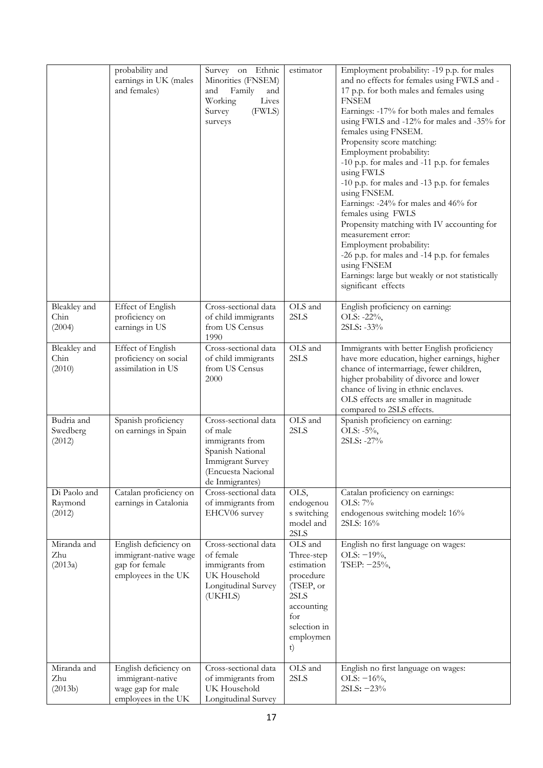| | | | | |
|---|---|---|---|---|
| | probability and earnings in UK (males and females) | Survey on Ethnic Minorities (FNSEM) and Family and Working Lives Survey (FWLS) surveys | estimator | Employment probability: -19 p.p. for males and no effects for females using FWLS and -17 p.p. for both males and females using FNSEM<br>Earnings: -17% for both males and females using FWLS and -12% for males and -35% for females using FNSEM.<br>Propensity score matching:<br>Employment probability:<br>-10 p.p. for males and -11 p.p. for females using FWLS<br>-10 p.p. for males and -13 p.p. for females using FNSEM.<br>Earnings: -24% for males and 46% for females using FWLS<br>Propensity matching with IV accounting for measurement error:<br>Employment probability:<br>-26 p.p. for males and -14 p.p. for females using FNSEM<br>Earnings: large but weakly or not statistically significant effects |
| Bleakley and Chin (2004) | Effect of English proficiency on earnings in US | Cross-sectional data of child immigrants from US Census 1990 | OLS and 2SLS | English proficiency on earning:<br>OLS: -22%,<br>2SLS: -33% |
| Bleakley and Chin (2010) | Effect of English proficiency on social assimilation in US | Cross-sectional data of child immigrants from US Census 2000 | OLS and 2SLS | Immigrants with better English proficiency have more education, higher earnings, higher chance of intermarriage, fewer children, higher probability of divorce and lower chance of living in ethnic enclaves.<br>OLS effects are smaller in magnitude compared to 2SLS effects. |
| Budria and Swedberg (2012) | Spanish proficiency on earnings in Spain | Cross-sectional data of male immigrants from Spanish National Immigrant Survey (Encuesta Nacional de Inmigrantes) | OLS and 2SLS | Spanish proficiency on earning:<br>OLS: -5%,<br>2SLS: -27% |
| Di Paolo and Raymond (2012) | Catalan proficiency on earnings in Catalonia | Cross-sectional data of immigrants from EHCV06 survey | OLS, endogenous switching model and 2SLS | Catalan proficiency on earnings:<br>OLS: 7%<br>endogenous switching model: 16%<br>2SLS: 16% |
| Miranda and Zhu (2013a) | English deficiency on immigrant-native wage gap for female employees in the UK | Cross-sectional data of female immigrants from UK Household Longitudinal Survey (UKHLS) | OLS and Three-step estimation procedure (TSEP, or 2SLS accounting for selection in employment) | English no first language on wages:<br>OLS: −19%,<br>TSEP: −25%, |
| Miranda and Zhu (2013b) | English deficiency on immigrant-native wage gap for male employees in the UK | Cross-sectional data of immigrants from UK Household Longitudinal Survey | OLS and 2SLS | English no first language on wages:<br>OLS: −16%,<br>2SLS: −23% |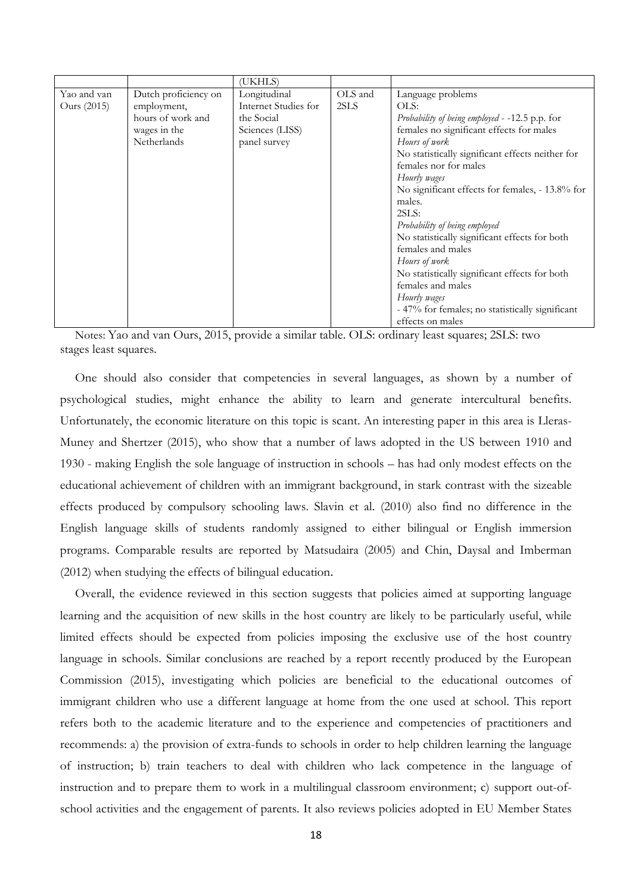| | | (UKHLS) | | |
|---|---|---|---|---|
| Yao and van Ours (2015) | Dutch proficiency on employment, hours of work and wages in the Netherlands | Longitudinal Internet Studies for the Social Sciences (LISS) panel survey | OLS and 2SLS | Language problems<br>OLS:<br>*Probability of being employed* - -12.5 p.p. for females no significant effects for males<br>*Hours of work*<br>No statistically significant effects neither for females nor for males<br>*Hourly wages*<br>No significant effects for females, - 13.8% for males.<br>2SLS:<br>*Probability of being employed*<br>No statistically significant effects for both females and males<br>*Hours of work*<br>No statistically significant effects for both females and males<br>*Hourly wages*<br>- 47% for females; no statistically significant effects on males |

Notes: Yao and van Ours, 2015, provide a similar table. OLS: ordinary least squares; 2SLS: two stages least squares.

One should also consider that competencies in several languages, as shown by a number of psychological studies, might enhance the ability to learn and generate intercultural benefits. Unfortunately, the economic literature on this topic is scant. An interesting paper in this area is Lleras-Muney and Shertzer (2015), who show that a number of laws adopted in the US between 1910 and 1930 - making English the sole language of instruction in schools – has had only modest effects on the educational achievement of children with an immigrant background, in stark contrast with the sizeable effects produced by compulsory schooling laws. Slavin et al. (2010) also find no difference in the English language skills of students randomly assigned to either bilingual or English immersion programs. Comparable results are reported by Matsudaira (2005) and Chin, Daysal and Imberman (2012) when studying the effects of bilingual education.

Overall, the evidence reviewed in this section suggests that policies aimed at supporting language learning and the acquisition of new skills in the host country are likely to be particularly useful, while limited effects should be expected from policies imposing the exclusive use of the host country language in schools. Similar conclusions are reached by a report recently produced by the European Commission (2015), investigating which policies are beneficial to the educational outcomes of immigrant children who use a different language at home from the one used at school. This report refers both to the academic literature and to the experience and competencies of practitioners and recommends: a) the provision of extra-funds to schools in order to help children learning the language of instruction; b) train teachers to deal with children who lack competence in the language of instruction and to prepare them to work in a multilingual classroom environment; c) support out-of-school activities and the engagement of parents. It also reviews policies adopted in EU Member States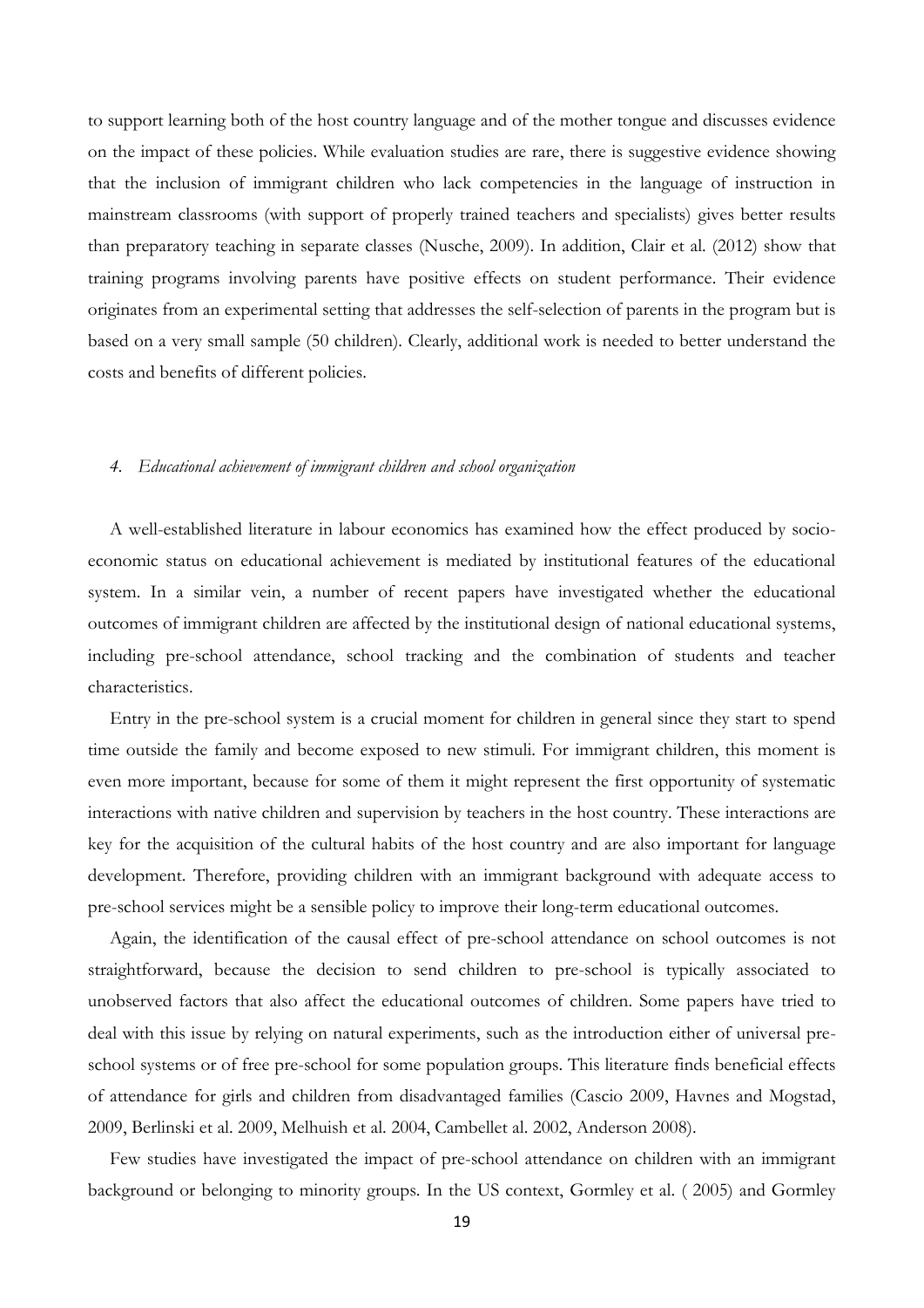to support learning both of the host country language and of the mother tongue and discusses evidence on the impact of these policies. While evaluation studies are rare, there is suggestive evidence showing that the inclusion of immigrant children who lack competencies in the language of instruction in mainstream classrooms (with support of properly trained teachers and specialists) gives better results than preparatory teaching in separate classes (Nusche, 2009). In addition, Clair et al. (2012) show that training programs involving parents have positive effects on student performance. Their evidence originates from an experimental setting that addresses the self-selection of parents in the program but is based on a very small sample (50 children). Clearly, additional work is needed to better understand the costs and benefits of different policies.

## *4. Educational achievement of immigrant children and school organization*

A well-established literature in labour economics has examined how the effect produced by socio-economic status on educational achievement is mediated by institutional features of the educational system. In a similar vein, a number of recent papers have investigated whether the educational outcomes of immigrant children are affected by the institutional design of national educational systems, including pre-school attendance, school tracking and the combination of students and teacher characteristics.

Entry in the pre-school system is a crucial moment for children in general since they start to spend time outside the family and become exposed to new stimuli. For immigrant children, this moment is even more important, because for some of them it might represent the first opportunity of systematic interactions with native children and supervision by teachers in the host country. These interactions are key for the acquisition of the cultural habits of the host country and are also important for language development. Therefore, providing children with an immigrant background with adequate access to pre-school services might be a sensible policy to improve their long-term educational outcomes.

Again, the identification of the causal effect of pre-school attendance on school outcomes is not straightforward, because the decision to send children to pre-school is typically associated to unobserved factors that also affect the educational outcomes of children. Some papers have tried to deal with this issue by relying on natural experiments, such as the introduction either of universal pre-school systems or of free pre-school for some population groups. This literature finds beneficial effects of attendance for girls and children from disadvantaged families (Cascio 2009, Havnes and Mogstad, 2009, Berlinski et al. 2009, Melhuish et al. 2004, Cambellet al. 2002, Anderson 2008).

Few studies have investigated the impact of pre-school attendance on children with an immigrant background or belonging to minority groups. In the US context, Gormley et al. ( 2005) and Gormley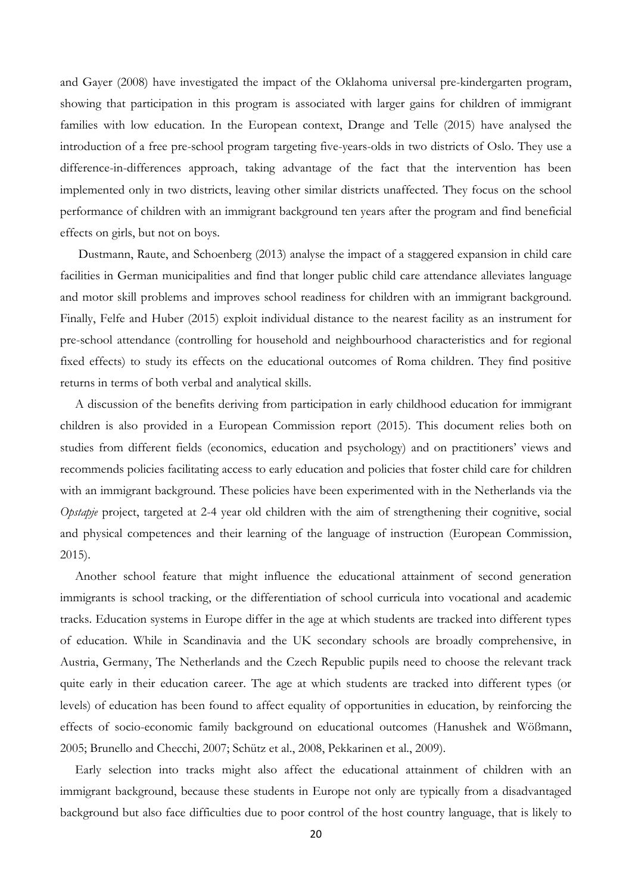and Gayer (2008) have investigated the impact of the Oklahoma universal pre-kindergarten program, showing that participation in this program is associated with larger gains for children of immigrant families with low education. In the European context, Drange and Telle (2015) have analysed the introduction of a free pre-school program targeting five-years-olds in two districts of Oslo. They use a difference-in-differences approach, taking advantage of the fact that the intervention has been implemented only in two districts, leaving other similar districts unaffected. They focus on the school performance of children with an immigrant background ten years after the program and find beneficial effects on girls, but not on boys.

Dustmann, Raute, and Schoenberg (2013) analyse the impact of a staggered expansion in child care facilities in German municipalities and find that longer public child care attendance alleviates language and motor skill problems and improves school readiness for children with an immigrant background. Finally, Felfe and Huber (2015) exploit individual distance to the nearest facility as an instrument for pre-school attendance (controlling for household and neighbourhood characteristics and for regional fixed effects) to study its effects on the educational outcomes of Roma children. They find positive returns in terms of both verbal and analytical skills.

A discussion of the benefits deriving from participation in early childhood education for immigrant children is also provided in a European Commission report (2015). This document relies both on studies from different fields (economics, education and psychology) and on practitioners' views and recommends policies facilitating access to early education and policies that foster child care for children with an immigrant background. These policies have been experimented with in the Netherlands via the *Opstapje* project, targeted at 2-4 year old children with the aim of strengthening their cognitive, social and physical competences and their learning of the language of instruction (European Commission, 2015).

Another school feature that might influence the educational attainment of second generation immigrants is school tracking, or the differentiation of school curricula into vocational and academic tracks. Education systems in Europe differ in the age at which students are tracked into different types of education. While in Scandinavia and the UK secondary schools are broadly comprehensive, in Austria, Germany, The Netherlands and the Czech Republic pupils need to choose the relevant track quite early in their education career. The age at which students are tracked into different types (or levels) of education has been found to affect equality of opportunities in education, by reinforcing the effects of socio-economic family background on educational outcomes (Hanushek and Wößmann, 2005; Brunello and Checchi, 2007; Schütz et al., 2008, Pekkarinen et al., 2009).

Early selection into tracks might also affect the educational attainment of children with an immigrant background, because these students in Europe not only are typically from a disadvantaged background but also face difficulties due to poor control of the host country language, that is likely to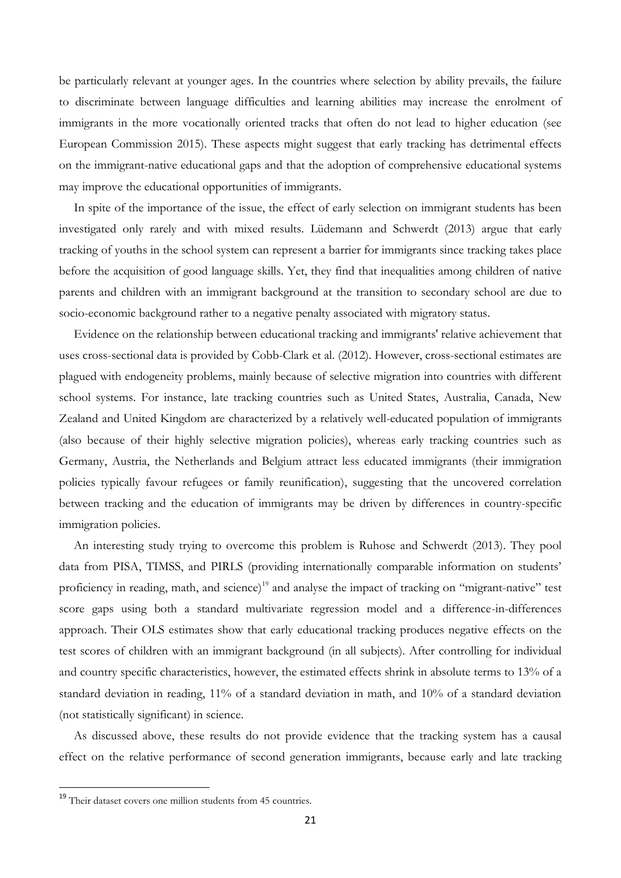be particularly relevant at younger ages. In the countries where selection by ability prevails, the failure to discriminate between language difficulties and learning abilities may increase the enrolment of immigrants in the more vocationally oriented tracks that often do not lead to higher education (see European Commission 2015). These aspects might suggest that early tracking has detrimental effects on the immigrant-native educational gaps and that the adoption of comprehensive educational systems may improve the educational opportunities of immigrants.

In spite of the importance of the issue, the effect of early selection on immigrant students has been investigated only rarely and with mixed results. Lüdemann and Schwerdt (2013) argue that early tracking of youths in the school system can represent a barrier for immigrants since tracking takes place before the acquisition of good language skills. Yet, they find that inequalities among children of native parents and children with an immigrant background at the transition to secondary school are due to socio-economic background rather to a negative penalty associated with migratory status.

Evidence on the relationship between educational tracking and immigrants' relative achievement that uses cross-sectional data is provided by Cobb-Clark et al. (2012). However, cross-sectional estimates are plagued with endogeneity problems, mainly because of selective migration into countries with different school systems. For instance, late tracking countries such as United States, Australia, Canada, New Zealand and United Kingdom are characterized by a relatively well-educated population of immigrants (also because of their highly selective migration policies), whereas early tracking countries such as Germany, Austria, the Netherlands and Belgium attract less educated immigrants (their immigration policies typically favour refugees or family reunification), suggesting that the uncovered correlation between tracking and the education of immigrants may be driven by differences in country-specific immigration policies.

An interesting study trying to overcome this problem is Ruhose and Schwerdt (2013). They pool data from PISA, TIMSS, and PIRLS (providing internationally comparable information on students' proficiency in reading, math, and science)[19] and analyse the impact of tracking on "migrant-native" test score gaps using both a standard multivariate regression model and a difference-in-differences approach. Their OLS estimates show that early educational tracking produces negative effects on the test scores of children with an immigrant background (in all subjects). After controlling for individual and country specific characteristics, however, the estimated effects shrink in absolute terms to 13% of a standard deviation in reading, 11% of a standard deviation in math, and 10% of a standard deviation (not statistically significant) in science.

As discussed above, these results do not provide evidence that the tracking system has a causal effect on the relative performance of second generation immigrants, because early and late tracking

[19] Their dataset covers one million students from 45 countries.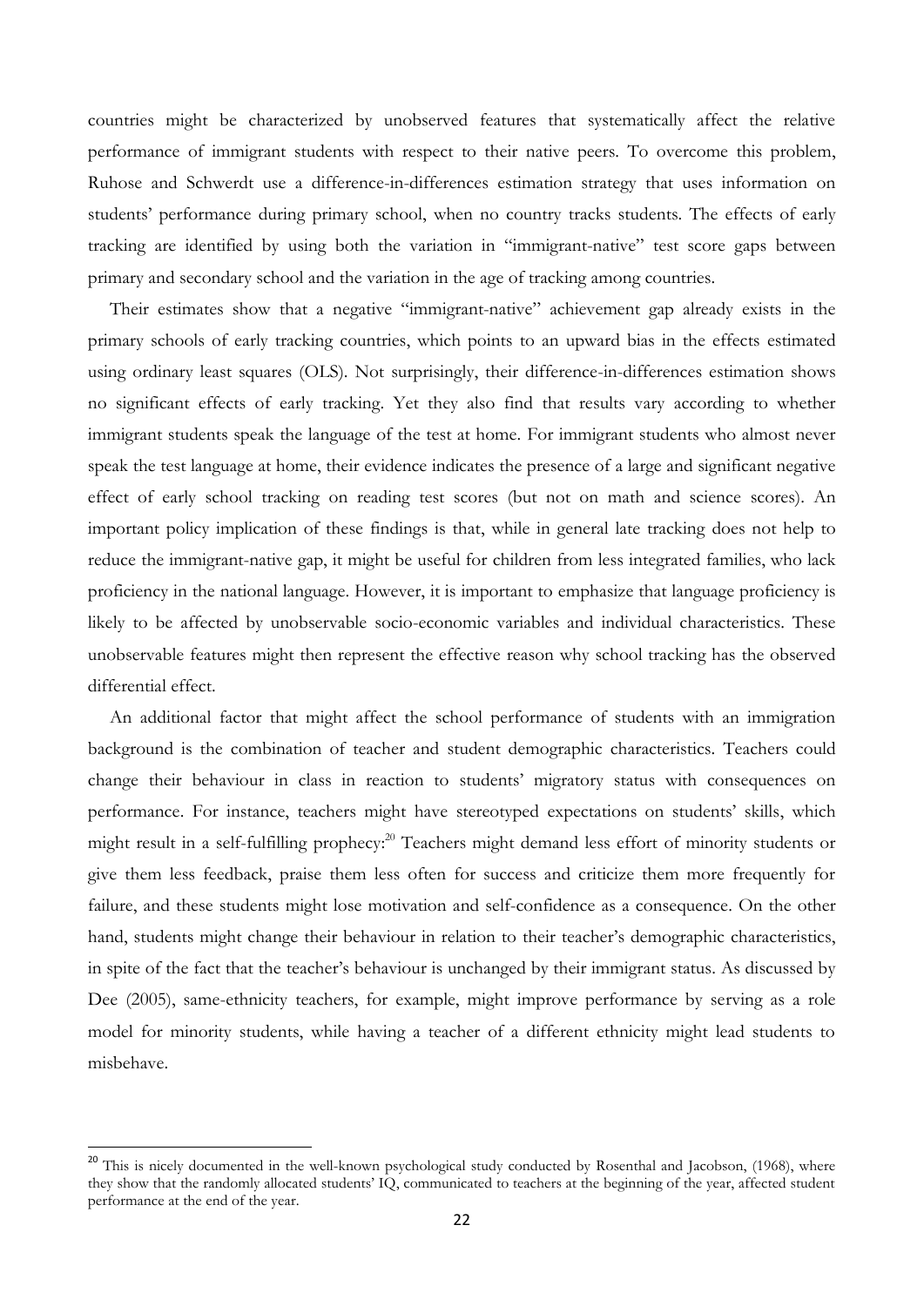countries might be characterized by unobserved features that systematically affect the relative performance of immigrant students with respect to their native peers. To overcome this problem, Ruhose and Schwerdt use a difference-in-differences estimation strategy that uses information on students' performance during primary school, when no country tracks students. The effects of early tracking are identified by using both the variation in "immigrant-native" test score gaps between primary and secondary school and the variation in the age of tracking among countries.

Their estimates show that a negative "immigrant-native" achievement gap already exists in the primary schools of early tracking countries, which points to an upward bias in the effects estimated using ordinary least squares (OLS). Not surprisingly, their difference-in-differences estimation shows no significant effects of early tracking. Yet they also find that results vary according to whether immigrant students speak the language of the test at home. For immigrant students who almost never speak the test language at home, their evidence indicates the presence of a large and significant negative effect of early school tracking on reading test scores (but not on math and science scores). An important policy implication of these findings is that, while in general late tracking does not help to reduce the immigrant-native gap, it might be useful for children from less integrated families, who lack proficiency in the national language. However, it is important to emphasize that language proficiency is likely to be affected by unobservable socio-economic variables and individual characteristics. These unobservable features might then represent the effective reason why school tracking has the observed differential effect.

An additional factor that might affect the school performance of students with an immigration background is the combination of teacher and student demographic characteristics. Teachers could change their behaviour in class in reaction to students' migratory status with consequences on performance. For instance, teachers might have stereotyped expectations on students' skills, which might result in a self-fulfilling prophecy:[20] Teachers might demand less effort of minority students or give them less feedback, praise them less often for success and criticize them more frequently for failure, and these students might lose motivation and self-confidence as a consequence. On the other hand, students might change their behaviour in relation to their teacher's demographic characteristics, in spite of the fact that the teacher's behaviour is unchanged by their immigrant status. As discussed by Dee (2005), same-ethnicity teachers, for example, might improve performance by serving as a role model for minority students, while having a teacher of a different ethnicity might lead students to misbehave.

[20] This is nicely documented in the well-known psychological study conducted by Rosenthal and Jacobson, (1968), where they show that the randomly allocated students' IQ, communicated to teachers at the beginning of the year, affected student performance at the end of the year.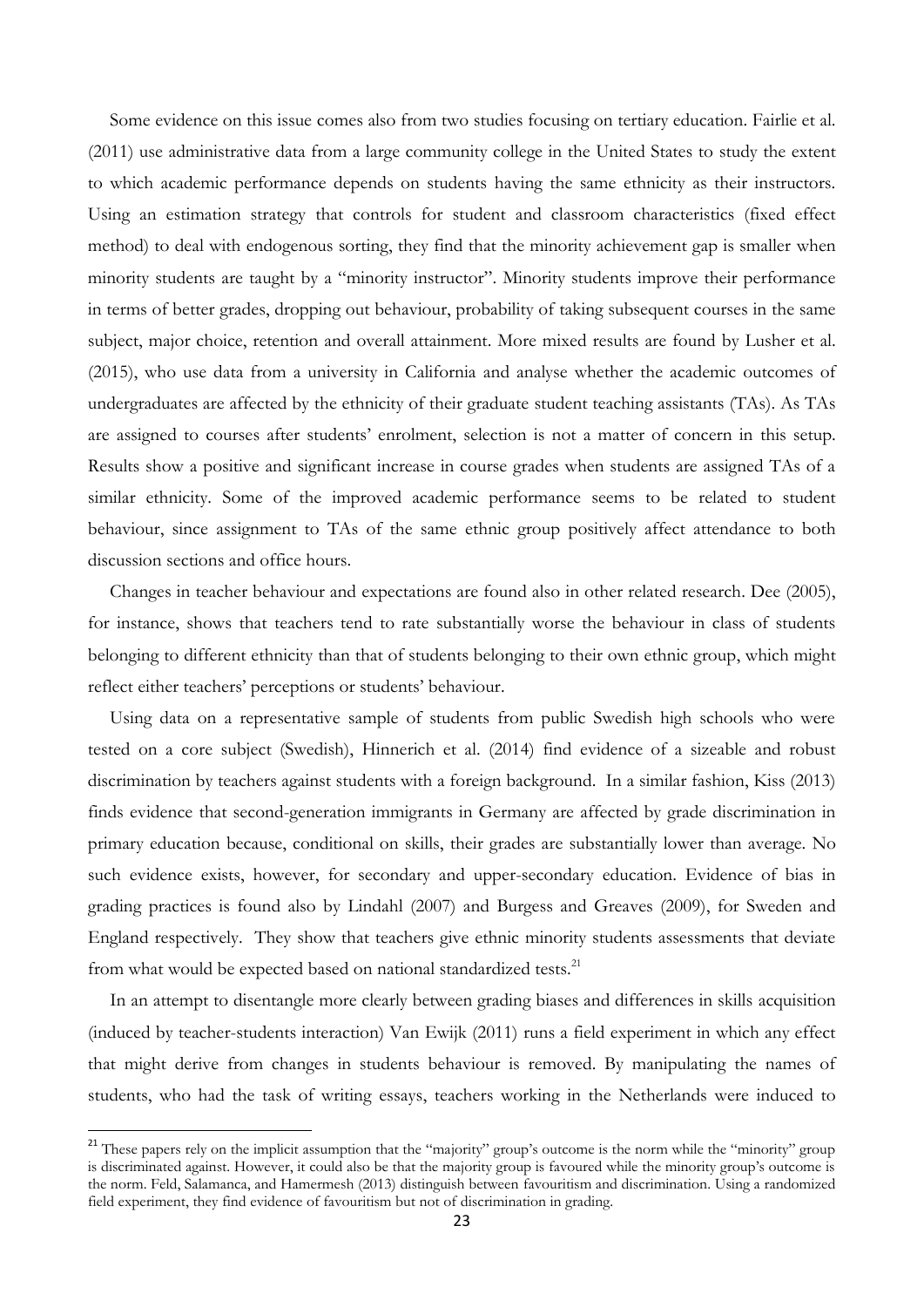Some evidence on this issue comes also from two studies focusing on tertiary education. Fairlie et al. (2011) use administrative data from a large community college in the United States to study the extent to which academic performance depends on students having the same ethnicity as their instructors. Using an estimation strategy that controls for student and classroom characteristics (fixed effect method) to deal with endogenous sorting, they find that the minority achievement gap is smaller when minority students are taught by a "minority instructor". Minority students improve their performance in terms of better grades, dropping out behaviour, probability of taking subsequent courses in the same subject, major choice, retention and overall attainment. More mixed results are found by Lusher et al. (2015), who use data from a university in California and analyse whether the academic outcomes of undergraduates are affected by the ethnicity of their graduate student teaching assistants (TAs). As TAs are assigned to courses after students' enrolment, selection is not a matter of concern in this setup. Results show a positive and significant increase in course grades when students are assigned TAs of a similar ethnicity. Some of the improved academic performance seems to be related to student behaviour, since assignment to TAs of the same ethnic group positively affect attendance to both discussion sections and office hours.

Changes in teacher behaviour and expectations are found also in other related research. Dee (2005), for instance, shows that teachers tend to rate substantially worse the behaviour in class of students belonging to different ethnicity than that of students belonging to their own ethnic group, which might reflect either teachers' perceptions or students' behaviour.

Using data on a representative sample of students from public Swedish high schools who were tested on a core subject (Swedish), Hinnerich et al. (2014) find evidence of a sizeable and robust discrimination by teachers against students with a foreign background. In a similar fashion, Kiss (2013) finds evidence that second-generation immigrants in Germany are affected by grade discrimination in primary education because, conditional on skills, their grades are substantially lower than average. No such evidence exists, however, for secondary and upper-secondary education. Evidence of bias in grading practices is found also by Lindahl (2007) and Burgess and Greaves (2009), for Sweden and England respectively. They show that teachers give ethnic minority students assessments that deviate from what would be expected based on national standardized tests.[21]

In an attempt to disentangle more clearly between grading biases and differences in skills acquisition (induced by teacher-students interaction) Van Ewijk (2011) runs a field experiment in which any effect that might derive from changes in students behaviour is removed. By manipulating the names of students, who had the task of writing essays, teachers working in the Netherlands were induced to

[21] These papers rely on the implicit assumption that the "majority" group's outcome is the norm while the "minority" group is discriminated against. However, it could also be that the majority group is favoured while the minority group's outcome is the norm. Feld, Salamanca, and Hamermesh (2013) distinguish between favouritism and discrimination. Using a randomized field experiment, they find evidence of favouritism but not of discrimination in grading.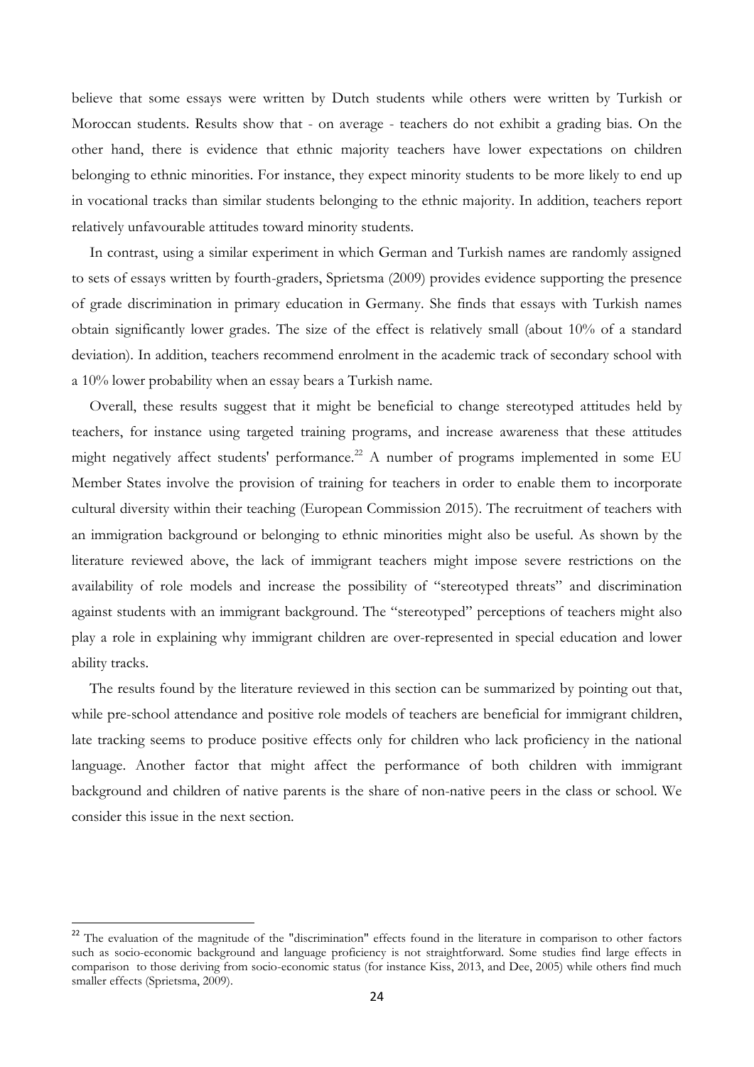believe that some essays were written by Dutch students while others were written by Turkish or Moroccan students. Results show that - on average - teachers do not exhibit a grading bias. On the other hand, there is evidence that ethnic majority teachers have lower expectations on children belonging to ethnic minorities. For instance, they expect minority students to be more likely to end up in vocational tracks than similar students belonging to the ethnic majority. In addition, teachers report relatively unfavourable attitudes toward minority students.

In contrast, using a similar experiment in which German and Turkish names are randomly assigned to sets of essays written by fourth-graders, Sprietsma (2009) provides evidence supporting the presence of grade discrimination in primary education in Germany. She finds that essays with Turkish names obtain significantly lower grades. The size of the effect is relatively small (about 10% of a standard deviation). In addition, teachers recommend enrolment in the academic track of secondary school with a 10% lower probability when an essay bears a Turkish name.

Overall, these results suggest that it might be beneficial to change stereotyped attitudes held by teachers, for instance using targeted training programs, and increase awareness that these attitudes might negatively affect students' performance.[22] A number of programs implemented in some EU Member States involve the provision of training for teachers in order to enable them to incorporate cultural diversity within their teaching (European Commission 2015). The recruitment of teachers with an immigration background or belonging to ethnic minorities might also be useful. As shown by the literature reviewed above, the lack of immigrant teachers might impose severe restrictions on the availability of role models and increase the possibility of "stereotyped threats" and discrimination against students with an immigrant background. The "stereotyped" perceptions of teachers might also play a role in explaining why immigrant children are over-represented in special education and lower ability tracks.

The results found by the literature reviewed in this section can be summarized by pointing out that, while pre-school attendance and positive role models of teachers are beneficial for immigrant children, late tracking seems to produce positive effects only for children who lack proficiency in the national language. Another factor that might affect the performance of both children with immigrant background and children of native parents is the share of non-native peers in the class or school. We consider this issue in the next section.

[22] The evaluation of the magnitude of the "discrimination" effects found in the literature in comparison to other factors such as socio-economic background and language proficiency is not straightforward. Some studies find large effects in comparison to those deriving from socio-economic status (for instance Kiss, 2013, and Dee, 2005) while others find much smaller effects (Sprietsma, 2009).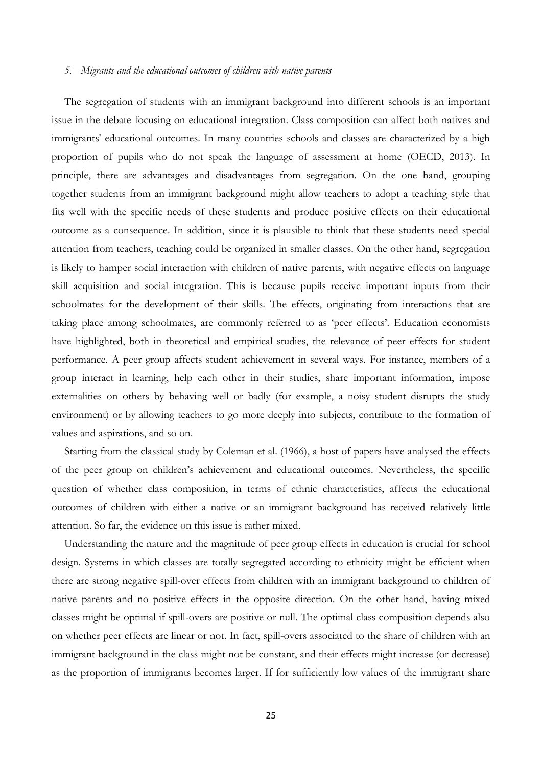### *5. Migrants and the educational outcomes of children with native parents*

The segregation of students with an immigrant background into different schools is an important issue in the debate focusing on educational integration. Class composition can affect both natives and immigrants' educational outcomes. In many countries schools and classes are characterized by a high proportion of pupils who do not speak the language of assessment at home (OECD, 2013). In principle, there are advantages and disadvantages from segregation. On the one hand, grouping together students from an immigrant background might allow teachers to adopt a teaching style that fits well with the specific needs of these students and produce positive effects on their educational outcome as a consequence. In addition, since it is plausible to think that these students need special attention from teachers, teaching could be organized in smaller classes. On the other hand, segregation is likely to hamper social interaction with children of native parents, with negative effects on language skill acquisition and social integration. This is because pupils receive important inputs from their schoolmates for the development of their skills. The effects, originating from interactions that are taking place among schoolmates, are commonly referred to as 'peer effects'. Education economists have highlighted, both in theoretical and empirical studies, the relevance of peer effects for student performance. A peer group affects student achievement in several ways. For instance, members of a group interact in learning, help each other in their studies, share important information, impose externalities on others by behaving well or badly (for example, a noisy student disrupts the study environment) or by allowing teachers to go more deeply into subjects, contribute to the formation of values and aspirations, and so on.

Starting from the classical study by Coleman et al. (1966), a host of papers have analysed the effects of the peer group on children's achievement and educational outcomes. Nevertheless, the specific question of whether class composition, in terms of ethnic characteristics, affects the educational outcomes of children with either a native or an immigrant background has received relatively little attention. So far, the evidence on this issue is rather mixed.

Understanding the nature and the magnitude of peer group effects in education is crucial for school design. Systems in which classes are totally segregated according to ethnicity might be efficient when there are strong negative spill-over effects from children with an immigrant background to children of native parents and no positive effects in the opposite direction. On the other hand, having mixed classes might be optimal if spill-overs are positive or null. The optimal class composition depends also on whether peer effects are linear or not. In fact, spill-overs associated to the share of children with an immigrant background in the class might not be constant, and their effects might increase (or decrease) as the proportion of immigrants becomes larger. If for sufficiently low values of the immigrant share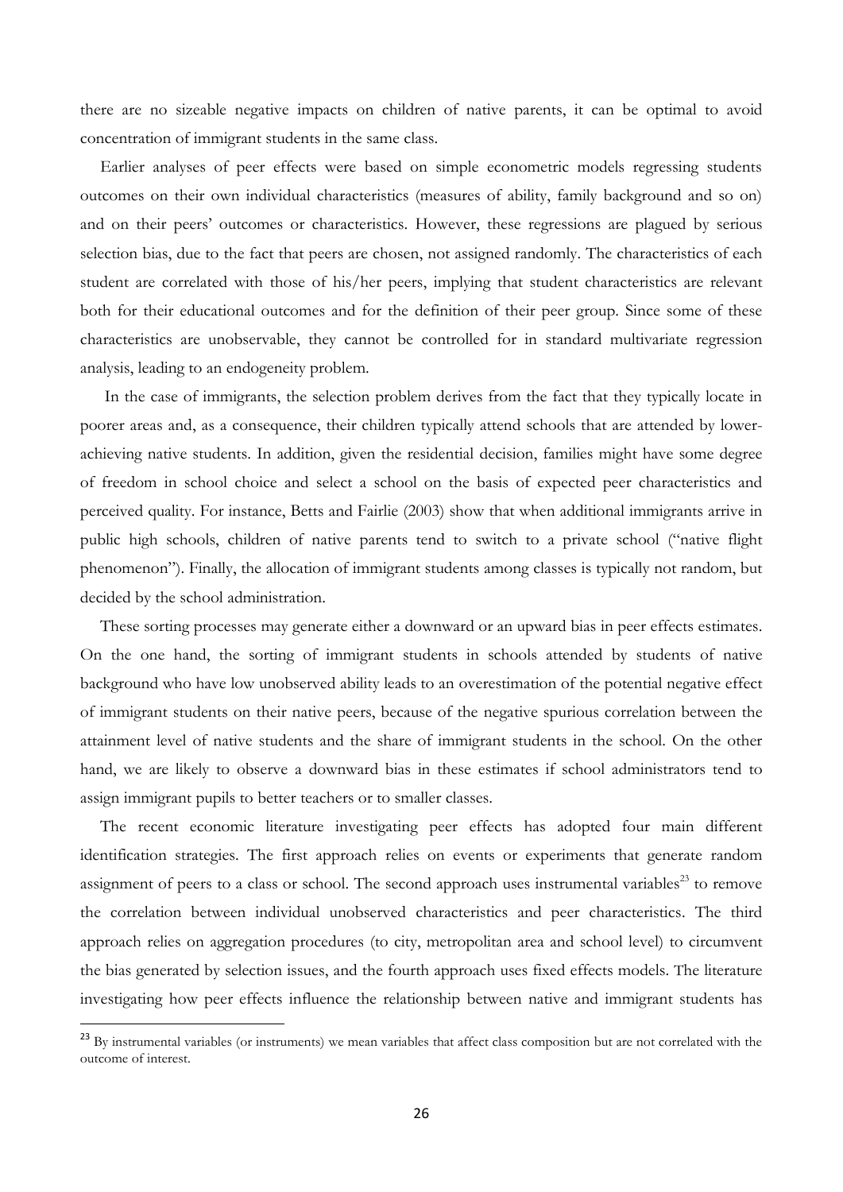there are no sizeable negative impacts on children of native parents, it can be optimal to avoid concentration of immigrant students in the same class.

Earlier analyses of peer effects were based on simple econometric models regressing students outcomes on their own individual characteristics (measures of ability, family background and so on) and on their peers' outcomes or characteristics. However, these regressions are plagued by serious selection bias, due to the fact that peers are chosen, not assigned randomly. The characteristics of each student are correlated with those of his/her peers, implying that student characteristics are relevant both for their educational outcomes and for the definition of their peer group. Since some of these characteristics are unobservable, they cannot be controlled for in standard multivariate regression analysis, leading to an endogeneity problem.

In the case of immigrants, the selection problem derives from the fact that they typically locate in poorer areas and, as a consequence, their children typically attend schools that are attended by lower-achieving native students. In addition, given the residential decision, families might have some degree of freedom in school choice and select a school on the basis of expected peer characteristics and perceived quality. For instance, Betts and Fairlie (2003) show that when additional immigrants arrive in public high schools, children of native parents tend to switch to a private school ("native flight phenomenon"). Finally, the allocation of immigrant students among classes is typically not random, but decided by the school administration.

These sorting processes may generate either a downward or an upward bias in peer effects estimates. On the one hand, the sorting of immigrant students in schools attended by students of native background who have low unobserved ability leads to an overestimation of the potential negative effect of immigrant students on their native peers, because of the negative spurious correlation between the attainment level of native students and the share of immigrant students in the school. On the other hand, we are likely to observe a downward bias in these estimates if school administrators tend to assign immigrant pupils to better teachers or to smaller classes.

The recent economic literature investigating peer effects has adopted four main different identification strategies. The first approach relies on events or experiments that generate random assignment of peers to a class or school. The second approach uses instrumental variables[23] to remove the correlation between individual unobserved characteristics and peer characteristics. The third approach relies on aggregation procedures (to city, metropolitan area and school level) to circumvent the bias generated by selection issues, and the fourth approach uses fixed effects models. The literature investigating how peer effects influence the relationship between native and immigrant students has

[23] By instrumental variables (or instruments) we mean variables that affect class composition but are not correlated with the outcome of interest.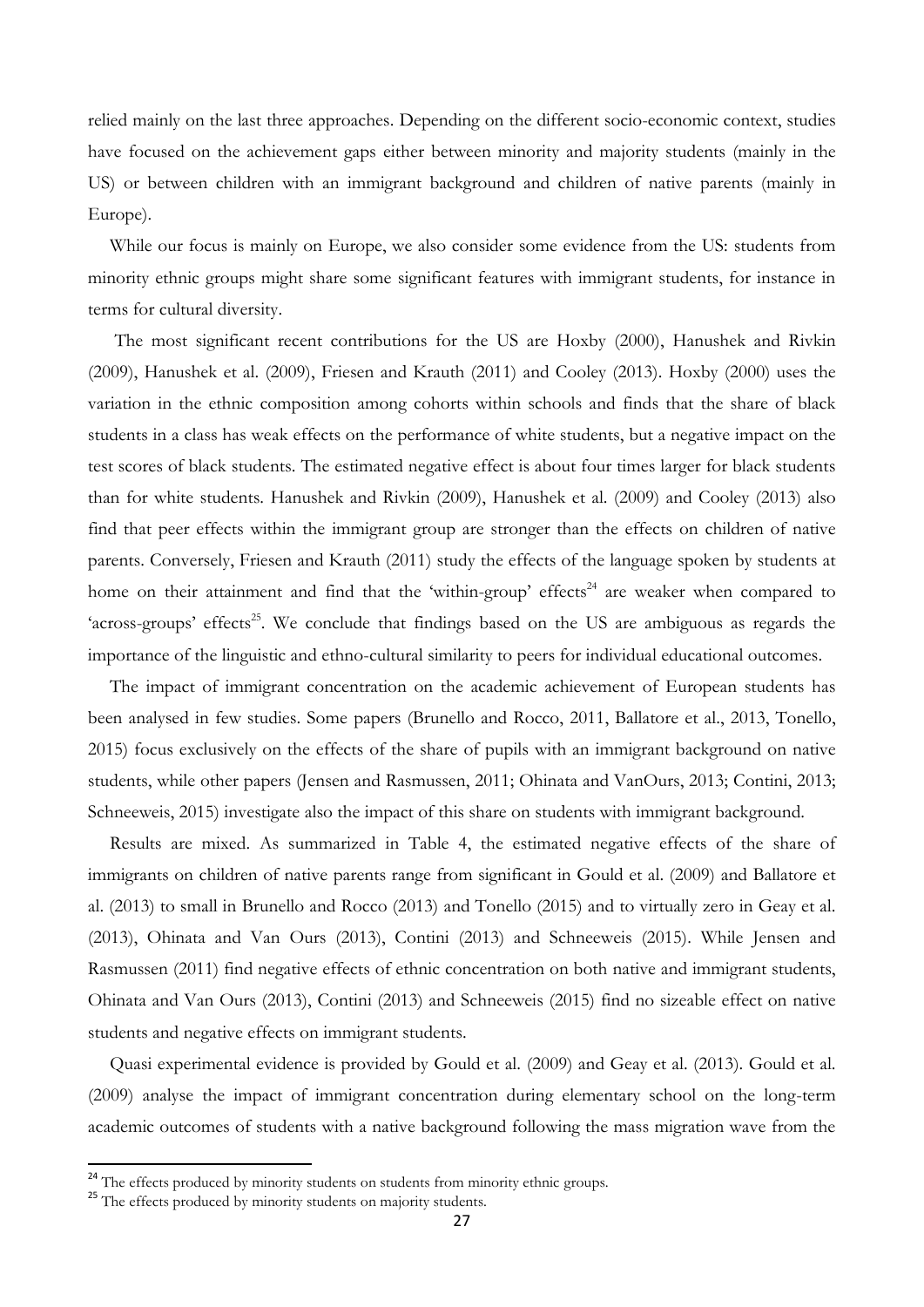relied mainly on the last three approaches. Depending on the different socio-economic context, studies have focused on the achievement gaps either between minority and majority students (mainly in the US) or between children with an immigrant background and children of native parents (mainly in Europe).

While our focus is mainly on Europe, we also consider some evidence from the US: students from minority ethnic groups might share some significant features with immigrant students, for instance in terms for cultural diversity.

The most significant recent contributions for the US are Hoxby (2000), Hanushek and Rivkin (2009), Hanushek et al. (2009), Friesen and Krauth (2011) and Cooley (2013). Hoxby (2000) uses the variation in the ethnic composition among cohorts within schools and finds that the share of black students in a class has weak effects on the performance of white students, but a negative impact on the test scores of black students. The estimated negative effect is about four times larger for black students than for white students. Hanushek and Rivkin (2009), Hanushek et al. (2009) and Cooley (2013) also find that peer effects within the immigrant group are stronger than the effects on children of native parents. Conversely, Friesen and Krauth (2011) study the effects of the language spoken by students at home on their attainment and find that the 'within-group' effects[24] are weaker when compared to 'across-groups' effects[25]. We conclude that findings based on the US are ambiguous as regards the importance of the linguistic and ethno-cultural similarity to peers for individual educational outcomes.

The impact of immigrant concentration on the academic achievement of European students has been analysed in few studies. Some papers (Brunello and Rocco, 2011, Ballatore et al., 2013, Tonello, 2015) focus exclusively on the effects of the share of pupils with an immigrant background on native students, while other papers (Jensen and Rasmussen, 2011; Ohinata and VanOurs, 2013; Contini, 2013; Schneeweis, 2015) investigate also the impact of this share on students with immigrant background.

Results are mixed. As summarized in Table 4, the estimated negative effects of the share of immigrants on children of native parents range from significant in Gould et al. (2009) and Ballatore et al. (2013) to small in Brunello and Rocco (2013) and Tonello (2015) and to virtually zero in Geay et al. (2013), Ohinata and Van Ours (2013), Contini (2013) and Schneeweis (2015). While Jensen and Rasmussen (2011) find negative effects of ethnic concentration on both native and immigrant students, Ohinata and Van Ours (2013), Contini (2013) and Schneeweis (2015) find no sizeable effect on native students and negative effects on immigrant students.

Quasi experimental evidence is provided by Gould et al. (2009) and Geay et al. (2013). Gould et al. (2009) analyse the impact of immigrant concentration during elementary school on the long-term academic outcomes of students with a native background following the mass migration wave from the

[24] The effects produced by minority students on students from minority ethnic groups.

[25] The effects produced by minority students on majority students.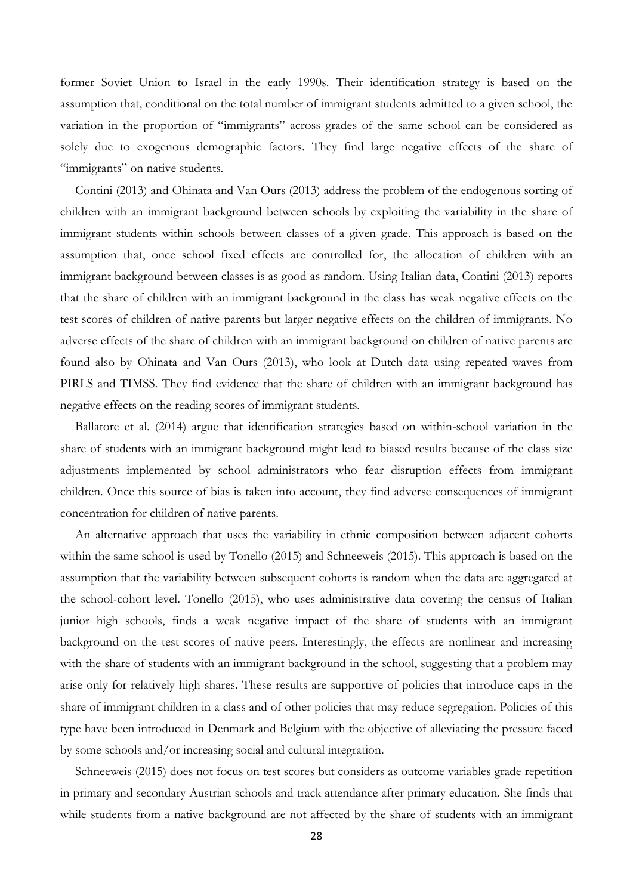former Soviet Union to Israel in the early 1990s. Their identification strategy is based on the assumption that, conditional on the total number of immigrant students admitted to a given school, the variation in the proportion of "immigrants" across grades of the same school can be considered as solely due to exogenous demographic factors. They find large negative effects of the share of "immigrants" on native students.

Contini (2013) and Ohinata and Van Ours (2013) address the problem of the endogenous sorting of children with an immigrant background between schools by exploiting the variability in the share of immigrant students within schools between classes of a given grade. This approach is based on the assumption that, once school fixed effects are controlled for, the allocation of children with an immigrant background between classes is as good as random. Using Italian data, Contini (2013) reports that the share of children with an immigrant background in the class has weak negative effects on the test scores of children of native parents but larger negative effects on the children of immigrants. No adverse effects of the share of children with an immigrant background on children of native parents are found also by Ohinata and Van Ours (2013), who look at Dutch data using repeated waves from PIRLS and TIMSS. They find evidence that the share of children with an immigrant background has negative effects on the reading scores of immigrant students.

Ballatore et al. (2014) argue that identification strategies based on within-school variation in the share of students with an immigrant background might lead to biased results because of the class size adjustments implemented by school administrators who fear disruption effects from immigrant children. Once this source of bias is taken into account, they find adverse consequences of immigrant concentration for children of native parents.

An alternative approach that uses the variability in ethnic composition between adjacent cohorts within the same school is used by Tonello (2015) and Schneeweis (2015). This approach is based on the assumption that the variability between subsequent cohorts is random when the data are aggregated at the school-cohort level. Tonello (2015), who uses administrative data covering the census of Italian junior high schools, finds a weak negative impact of the share of students with an immigrant background on the test scores of native peers. Interestingly, the effects are nonlinear and increasing with the share of students with an immigrant background in the school, suggesting that a problem may arise only for relatively high shares. These results are supportive of policies that introduce caps in the share of immigrant children in a class and of other policies that may reduce segregation. Policies of this type have been introduced in Denmark and Belgium with the objective of alleviating the pressure faced by some schools and/or increasing social and cultural integration.

Schneeweis (2015) does not focus on test scores but considers as outcome variables grade repetition in primary and secondary Austrian schools and track attendance after primary education. She finds that while students from a native background are not affected by the share of students with an immigrant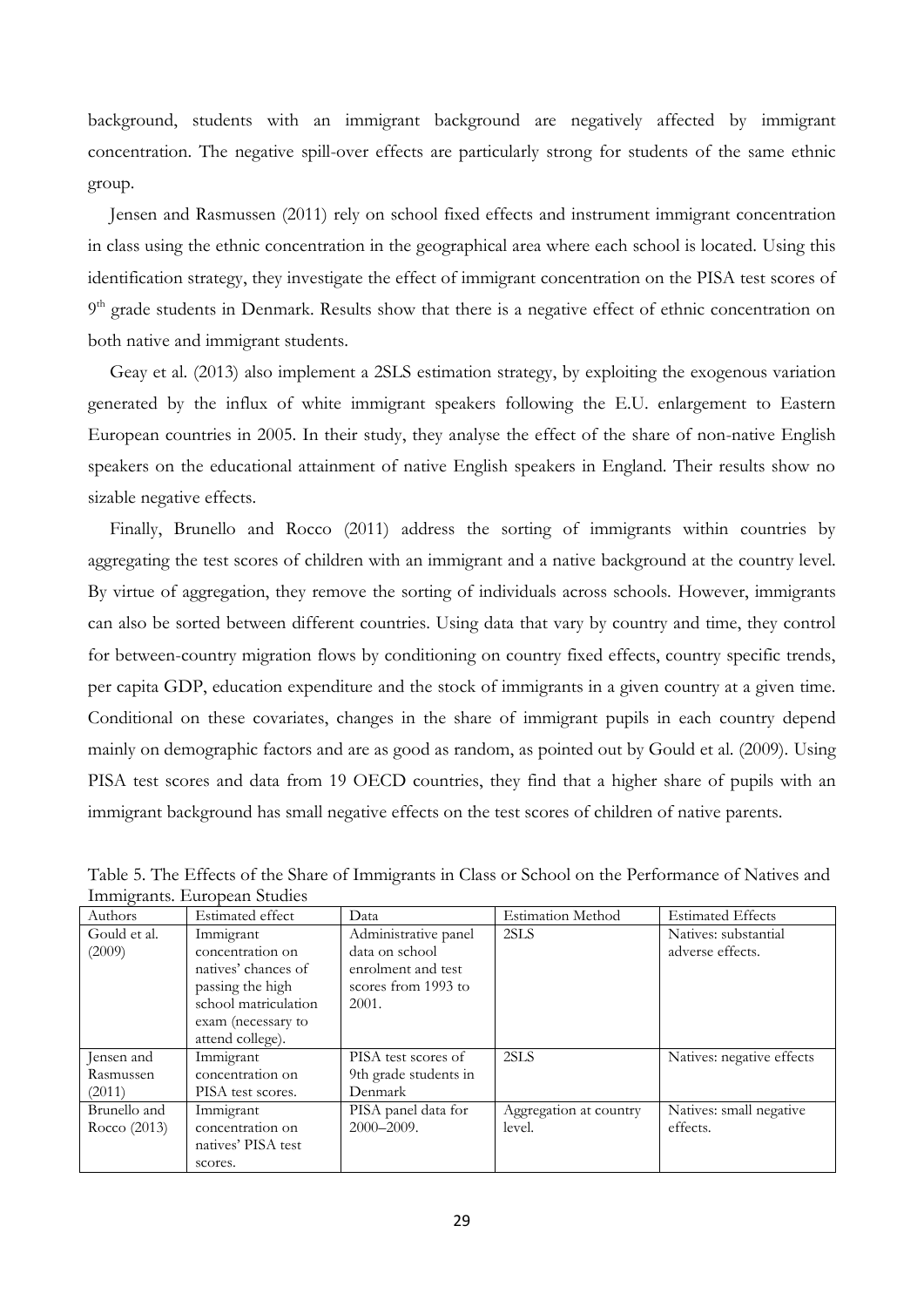background, students with an immigrant background are negatively affected by immigrant concentration. The negative spill-over effects are particularly strong for students of the same ethnic group.

Jensen and Rasmussen (2011) rely on school fixed effects and instrument immigrant concentration in class using the ethnic concentration in the geographical area where each school is located. Using this identification strategy, they investigate the effect of immigrant concentration on the PISA test scores of 9th grade students in Denmark. Results show that there is a negative effect of ethnic concentration on both native and immigrant students.

Geay et al. (2013) also implement a 2SLS estimation strategy, by exploiting the exogenous variation generated by the influx of white immigrant speakers following the E.U. enlargement to Eastern European countries in 2005. In their study, they analyse the effect of the share of non-native English speakers on the educational attainment of native English speakers in England. Their results show no sizable negative effects.

Finally, Brunello and Rocco (2011) address the sorting of immigrants within countries by aggregating the test scores of children with an immigrant and a native background at the country level. By virtue of aggregation, they remove the sorting of individuals across schools. However, immigrants can also be sorted between different countries. Using data that vary by country and time, they control for between-country migration flows by conditioning on country fixed effects, country specific trends, per capita GDP, education expenditure and the stock of immigrants in a given country at a given time. Conditional on these covariates, changes in the share of immigrant pupils in each country depend mainly on demographic factors and are as good as random, as pointed out by Gould et al. (2009). Using PISA test scores and data from 19 OECD countries, they find that a higher share of pupils with an immigrant background has small negative effects on the test scores of children of native parents.

Table 5. The Effects of the Share of Immigrants in Class or School on the Performance of Natives and Immigrants. European Studies

| Authors | Estimated effect | Data | Estimation Method | Estimated Effects |
|---|---|---|---|---|
| Gould et al. (2009) | Immigrant concentration on natives' chances of passing the high school matriculation exam (necessary to attend college). | Administrative panel data on school enrolment and test scores from 1993 to 2001. | 2SLS | Natives: substantial adverse effects. |
| Jensen and Rasmussen (2011) | Immigrant concentration on PISA test scores. | PISA test scores of 9th grade students in Denmark | 2SLS | Natives: negative effects |
| Brunello and Rocco (2013) | Immigrant concentration on natives' PISA test scores. | PISA panel data for 2000–2009. | Aggregation at country level. | Natives: small negative effects. |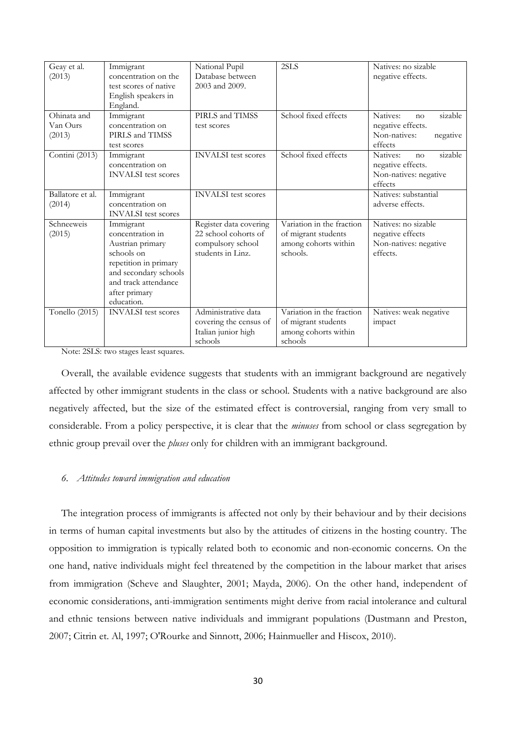| Geay et al. (2013) | Immigrant concentration on the test scores of native English speakers in England. | National Pupil Database between 2003 and 2009. | 2SLS | Natives: no sizable negative effects. |
|---|---|---|---|---|
| Ohinata and Van Ours (2013) | Immigrant concentration on PIRLS and TIMSS test scores | PIRLS and TIMSS test scores | School fixed effects | Natives: no sizable negative effects. Non-natives: negative effects |
| Contini (2013) | Immigrant concentration on INVALSI test scores | INVALSI test scores | School fixed effects | Natives: no sizable negative effects. Non-natives: negative effects |
| Ballatore et al. (2014) | Immigrant concentration on INVALSI test scores | INVALSI test scores | | Natives: substantial adverse effects. |
| Schneeweis (2015) | Immigrant concentration in Austrian primary schools on repetition in primary and secondary schools and track attendance after primary education. | Register data covering 22 school cohorts of compulsory school students in Linz. | Variation in the fraction of migrant students among cohorts within schools. | Natives: no sizable negative effects Non-natives: negative effects. |
| Tonello (2015) | INVALSI test scores | Administrative data covering the census of Italian junior high schools | Variation in the fraction of migrant students among cohorts within schools | Natives: weak negative impact |

Note: 2SLS: two stages least squares.

Overall, the available evidence suggests that students with an immigrant background are negatively affected by other immigrant students in the class or school. Students with a native background are also negatively affected, but the size of the estimated effect is controversial, ranging from very small to considerable. From a policy perspective, it is clear that the *minuses* from school or class segregation by ethnic group prevail over the *pluses* only for children with an immigrant background.

### *6. Attitudes toward immigration and education*

The integration process of immigrants is affected not only by their behaviour and by their decisions in terms of human capital investments but also by the attitudes of citizens in the hosting country. The opposition to immigration is typically related both to economic and non-economic concerns. On the one hand, native individuals might feel threatened by the competition in the labour market that arises from immigration (Scheve and Slaughter, 2001; Mayda, 2006). On the other hand, independent of economic considerations, anti-immigration sentiments might derive from racial intolerance and cultural and ethnic tensions between native individuals and immigrant populations (Dustmann and Preston, 2007; Citrin et. Al, 1997; O'Rourke and Sinnott, 2006; Hainmueller and Hiscox, 2010).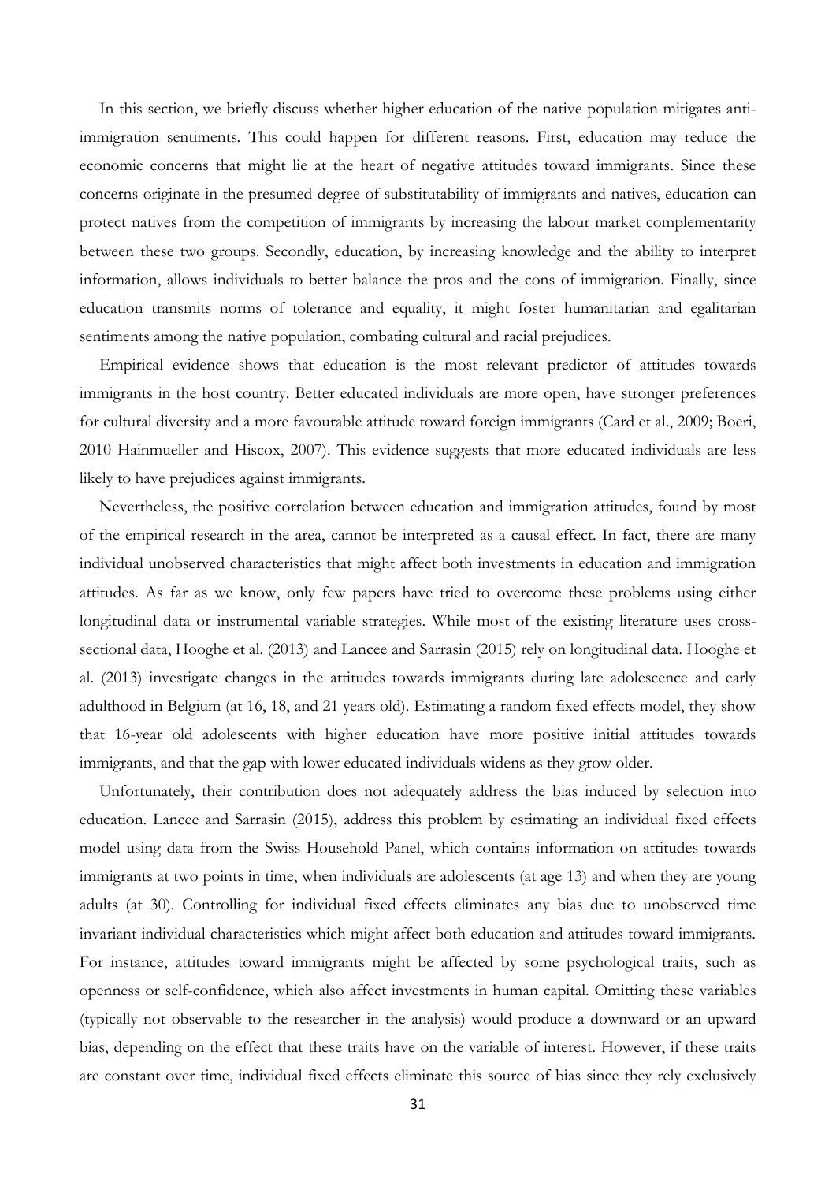In this section, we briefly discuss whether higher education of the native population mitigates anti-immigration sentiments. This could happen for different reasons. First, education may reduce the economic concerns that might lie at the heart of negative attitudes toward immigrants. Since these concerns originate in the presumed degree of substitutability of immigrants and natives, education can protect natives from the competition of immigrants by increasing the labour market complementarity between these two groups. Secondly, education, by increasing knowledge and the ability to interpret information, allows individuals to better balance the pros and the cons of immigration. Finally, since education transmits norms of tolerance and equality, it might foster humanitarian and egalitarian sentiments among the native population, combating cultural and racial prejudices.

Empirical evidence shows that education is the most relevant predictor of attitudes towards immigrants in the host country. Better educated individuals are more open, have stronger preferences for cultural diversity and a more favourable attitude toward foreign immigrants (Card et al., 2009; Boeri, 2010 Hainmueller and Hiscox, 2007). This evidence suggests that more educated individuals are less likely to have prejudices against immigrants.

Nevertheless, the positive correlation between education and immigration attitudes, found by most of the empirical research in the area, cannot be interpreted as a causal effect. In fact, there are many individual unobserved characteristics that might affect both investments in education and immigration attitudes. As far as we know, only few papers have tried to overcome these problems using either longitudinal data or instrumental variable strategies. While most of the existing literature uses cross-sectional data, Hooghe et al. (2013) and Lancee and Sarrasin (2015) rely on longitudinal data. Hooghe et al. (2013) investigate changes in the attitudes towards immigrants during late adolescence and early adulthood in Belgium (at 16, 18, and 21 years old). Estimating a random fixed effects model, they show that 16-year old adolescents with higher education have more positive initial attitudes towards immigrants, and that the gap with lower educated individuals widens as they grow older.

Unfortunately, their contribution does not adequately address the bias induced by selection into education. Lancee and Sarrasin (2015), address this problem by estimating an individual fixed effects model using data from the Swiss Household Panel, which contains information on attitudes towards immigrants at two points in time, when individuals are adolescents (at age 13) and when they are young adults (at 30). Controlling for individual fixed effects eliminates any bias due to unobserved time invariant individual characteristics which might affect both education and attitudes toward immigrants. For instance, attitudes toward immigrants might be affected by some psychological traits, such as openness or self-confidence, which also affect investments in human capital. Omitting these variables (typically not observable to the researcher in the analysis) would produce a downward or an upward bias, depending on the effect that these traits have on the variable of interest. However, if these traits are constant over time, individual fixed effects eliminate this source of bias since they rely exclusively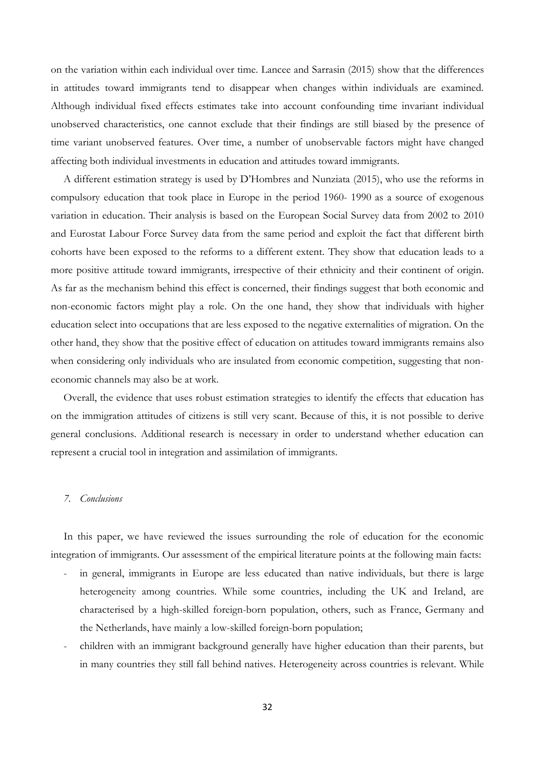on the variation within each individual over time. Lancee and Sarrasin (2015) show that the differences in attitudes toward immigrants tend to disappear when changes within individuals are examined. Although individual fixed effects estimates take into account confounding time invariant individual unobserved characteristics, one cannot exclude that their findings are still biased by the presence of time variant unobserved features. Over time, a number of unobservable factors might have changed affecting both individual investments in education and attitudes toward immigrants.

A different estimation strategy is used by D'Hombres and Nunziata (2015), who use the reforms in compulsory education that took place in Europe in the period 1960- 1990 as a source of exogenous variation in education. Their analysis is based on the European Social Survey data from 2002 to 2010 and Eurostat Labour Force Survey data from the same period and exploit the fact that different birth cohorts have been exposed to the reforms to a different extent. They show that education leads to a more positive attitude toward immigrants, irrespective of their ethnicity and their continent of origin. As far as the mechanism behind this effect is concerned, their findings suggest that both economic and non-economic factors might play a role. On the one hand, they show that individuals with higher education select into occupations that are less exposed to the negative externalities of migration. On the other hand, they show that the positive effect of education on attitudes toward immigrants remains also when considering only individuals who are insulated from economic competition, suggesting that non-economic channels may also be at work.

Overall, the evidence that uses robust estimation strategies to identify the effects that education has on the immigration attitudes of citizens is still very scant. Because of this, it is not possible to derive general conclusions. Additional research is necessary in order to understand whether education can represent a crucial tool in integration and assimilation of immigrants.

## *7. Conclusions*

In this paper, we have reviewed the issues surrounding the role of education for the economic integration of immigrants. Our assessment of the empirical literature points at the following main facts:

- in general, immigrants in Europe are less educated than native individuals, but there is large heterogeneity among countries. While some countries, including the UK and Ireland, are characterised by a high-skilled foreign-born population, others, such as France, Germany and the Netherlands, have mainly a low-skilled foreign-born population;
- children with an immigrant background generally have higher education than their parents, but in many countries they still fall behind natives. Heterogeneity across countries is relevant. While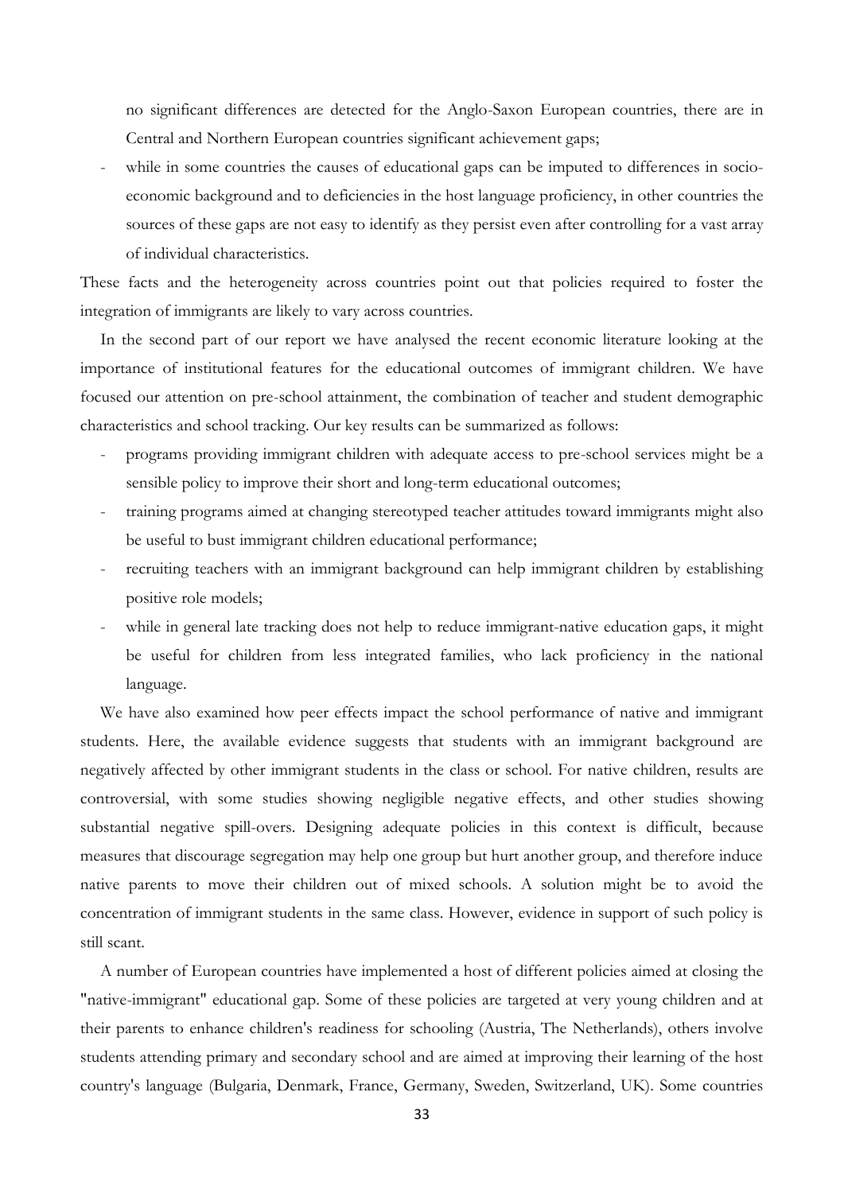no significant differences are detected for the Anglo-Saxon European countries, there are in Central and Northern European countries significant achievement gaps;

- while in some countries the causes of educational gaps can be imputed to differences in socio-economic background and to deficiencies in the host language proficiency, in other countries the sources of these gaps are not easy to identify as they persist even after controlling for a vast array of individual characteristics.

These facts and the heterogeneity across countries point out that policies required to foster the integration of immigrants are likely to vary across countries.

In the second part of our report we have analysed the recent economic literature looking at the importance of institutional features for the educational outcomes of immigrant children. We have focused our attention on pre-school attainment, the combination of teacher and student demographic characteristics and school tracking. Our key results can be summarized as follows:

- programs providing immigrant children with adequate access to pre-school services might be a sensible policy to improve their short and long-term educational outcomes;
- training programs aimed at changing stereotyped teacher attitudes toward immigrants might also be useful to bust immigrant children educational performance;
- recruiting teachers with an immigrant background can help immigrant children by establishing positive role models;
- while in general late tracking does not help to reduce immigrant-native education gaps, it might be useful for children from less integrated families, who lack proficiency in the national language.

We have also examined how peer effects impact the school performance of native and immigrant students. Here, the available evidence suggests that students with an immigrant background are negatively affected by other immigrant students in the class or school. For native children, results are controversial, with some studies showing negligible negative effects, and other studies showing substantial negative spill-overs. Designing adequate policies in this context is difficult, because measures that discourage segregation may help one group but hurt another group, and therefore induce native parents to move their children out of mixed schools. A solution might be to avoid the concentration of immigrant students in the same class. However, evidence in support of such policy is still scant.

A number of European countries have implemented a host of different policies aimed at closing the "native-immigrant" educational gap. Some of these policies are targeted at very young children and at their parents to enhance children's readiness for schooling (Austria, The Netherlands), others involve students attending primary and secondary school and are aimed at improving their learning of the host country's language (Bulgaria, Denmark, France, Germany, Sweden, Switzerland, UK). Some countries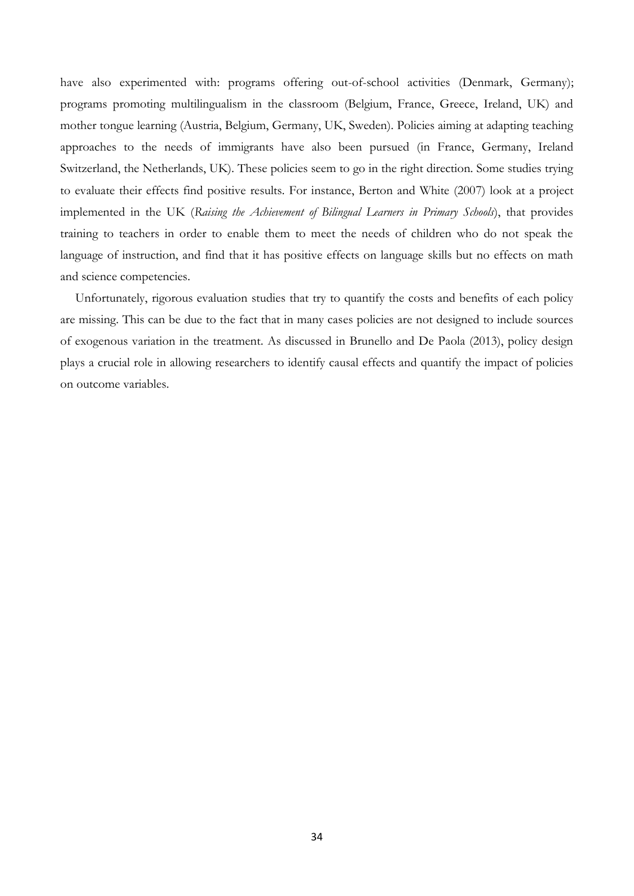have also experimented with: programs offering out-of-school activities (Denmark, Germany); programs promoting multilingualism in the classroom (Belgium, France, Greece, Ireland, UK) and mother tongue learning (Austria, Belgium, Germany, UK, Sweden). Policies aiming at adapting teaching approaches to the needs of immigrants have also been pursued (in France, Germany, Ireland Switzerland, the Netherlands, UK). These policies seem to go in the right direction. Some studies trying to evaluate their effects find positive results. For instance, Berton and White (2007) look at a project implemented in the UK (*Raising the Achievement of Bilingual Learners in Primary Schools*), that provides training to teachers in order to enable them to meet the needs of children who do not speak the language of instruction, and find that it has positive effects on language skills but no effects on math and science competencies.

Unfortunately, rigorous evaluation studies that try to quantify the costs and benefits of each policy are missing. This can be due to the fact that in many cases policies are not designed to include sources of exogenous variation in the treatment. As discussed in Brunello and De Paola (2013), policy design plays a crucial role in allowing researchers to identify causal effects and quantify the impact of policies on outcome variables.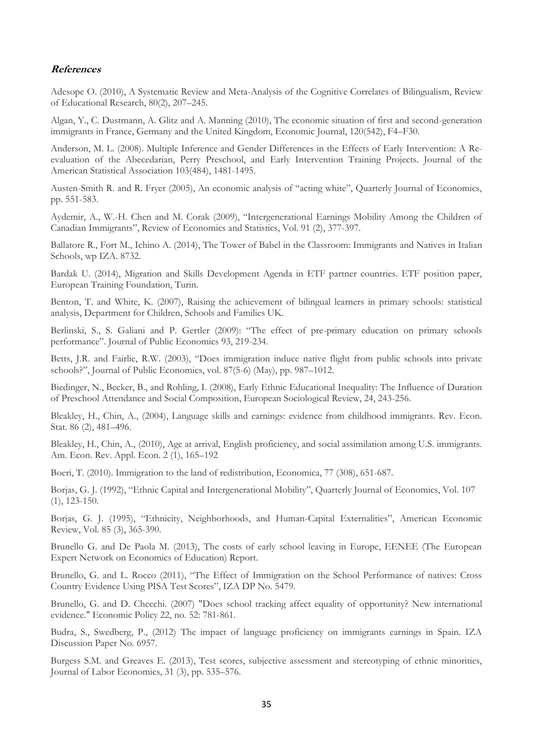***References***

Adesope O. (2010), A Systematic Review and Meta-Analysis of the Cognitive Correlates of Bilingualism, Review of Educational Research, 80(2), 207–245.

Algan, Y., C. Dustmann, A. Glitz and A. Manning (2010), The economic situation of first and second-generation immigrants in France, Germany and the United Kingdom, Economic Journal, 120(542), F4–F30.

Anderson, M. L. (2008). Multiple Inference and Gender Differences in the Effects of Early Intervention: A Re-evaluation of the Abecedarian, Perry Preschool, and Early Intervention Training Projects. Journal of the American Statistical Association 103(484), 1481-1495.

Austen-Smith R. and R. Fryer (2005), An economic analysis of "acting white", Quarterly Journal of Economics, pp. 551-583.

Aydemir, A., W.-H. Chen and M. Corak (2009), "Intergenerational Earnings Mobility Among the Children of Canadian Immigrants", Review of Economics and Statistics, Vol. 91 (2), 377-397.

Ballatore R., Fort M., Ichino A. (2014), The Tower of Babel in the Classroom: Immigrants and Natives in Italian Schools, wp IZA. 8732.

Bardak U. (2014), Migration and Skills Development Agenda in ETF partner countries. ETF position paper, European Training Foundation, Turin.

Benton, T. and White, K. (2007), Raising the achievement of bilingual learners in primary schools: statistical analysis, Department for Children, Schools and Families UK.

Berlinski, S., S. Galiani and P. Gertler (2009): "The effect of pre-primary education on primary schools performance". Journal of Public Economics 93, 219-234.

Betts, J.R. and Fairlie, R.W. (2003), "Does immigration induce native flight from public schools into private schools?", Journal of Public Economics, vol. 87(5-6) (May), pp. 987–1012.

Biedinger, N., Becker, B., and Rohling, I. (2008), Early Ethnic Educational Inequality: The Influence of Duration of Preschool Attendance and Social Composition, European Sociological Review, 24, 243-256.

Bleakley, H., Chin, A., (2004), Language skills and earnings: evidence from childhood immigrants. Rev. Econ. Stat. 86 (2), 481–496.

Bleakley, H., Chin, A., (2010), Age at arrival, English proficiency, and social assimilation among U.S. immigrants. Am. Econ. Rev. Appl. Econ. 2 (1), 165–192

Boeri, T. (2010). Immigration to the land of redistribution, Economica, 77 (308), 651-687.

Borjas, G. J. (1992), "Ethnic Capital and Intergenerational Mobility", Quarterly Journal of Economics, Vol. 107 (1), 123-150.

Borjas, G. J. (1995), "Ethnicity, Neighborhoods, and Human-Capital Externalities", American Economic Review, Vol. 85 (3), 365-390.

Brunello G. and De Paola M. (2013), The costs of early school leaving in Europe, EENEE (The European Expert Network on Economics of Education) Report.

Brunello, G. and L. Rocco (2011), "The Effect of Immigration on the School Performance of natives: Cross Country Evidence Using PISA Test Scores", IZA DP No. 5479.

Brunello, G. and D. Checchi. (2007) "Does school tracking affect equality of opportunity? New international evidence." Economic Policy 22, no. 52: 781-861.

Budra, S., Swedberg, P., (2012) The impact of language proficiency on immigrants earnings in Spain. IZA Discussion Paper No. 6957.

Burgess S.M. and Greaves E. (2013), Test scores, subjective assessment and stereotyping of ethnic minorities, Journal of Labor Economics, 31 (3), pp. 535–576.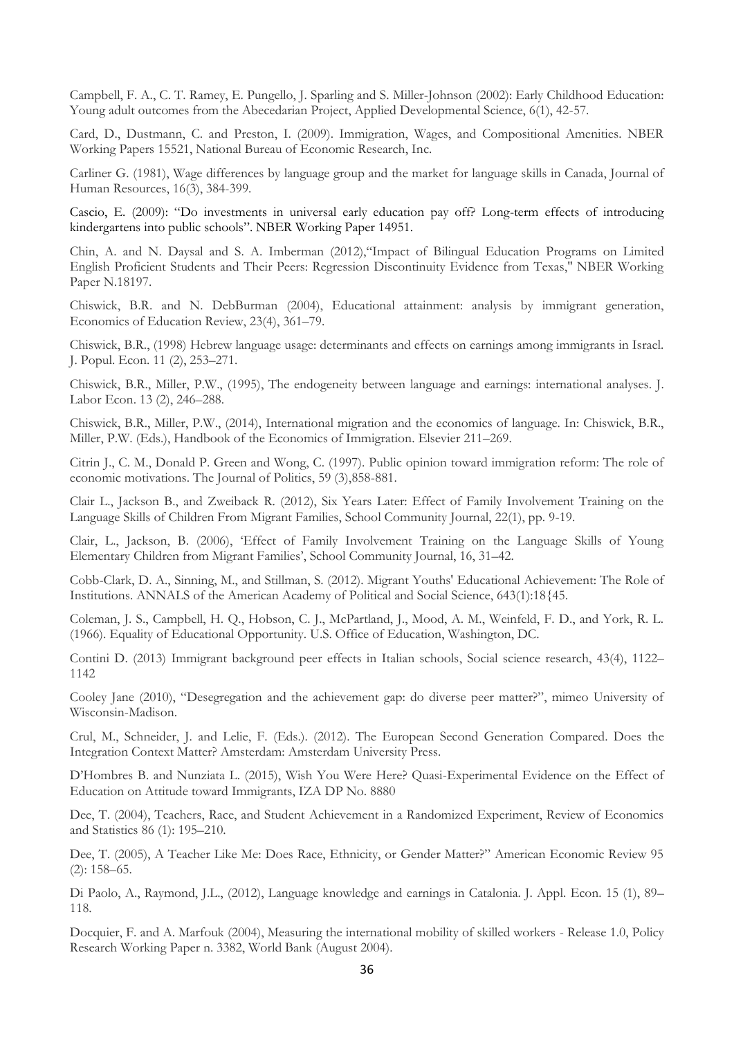Campbell, F. A., C. T. Ramey, E. Pungello, J. Sparling and S. Miller-Johnson (2002): Early Childhood Education: Young adult outcomes from the Abecedarian Project, Applied Developmental Science, 6(1), 42-57.

Card, D., Dustmann, C. and Preston, I. (2009). Immigration, Wages, and Compositional Amenities. NBER Working Papers 15521, National Bureau of Economic Research, Inc.

Carliner G. (1981), Wage differences by language group and the market for language skills in Canada, Journal of Human Resources, 16(3), 384-399.

Cascio, E. (2009): "Do investments in universal early education pay off? Long-term effects of introducing kindergartens into public schools". NBER Working Paper 14951.

Chin, A. and N. Daysal and S. A. Imberman (2012),"Impact of Bilingual Education Programs on Limited English Proficient Students and Their Peers: Regression Discontinuity Evidence from Texas," NBER Working Paper N.18197.

Chiswick, B.R. and N. DebBurman (2004), Educational attainment: analysis by immigrant generation, Economics of Education Review, 23(4), 361–79.

Chiswick, B.R., (1998) Hebrew language usage: determinants and effects on earnings among immigrants in Israel. J. Popul. Econ. 11 (2), 253–271.

Chiswick, B.R., Miller, P.W., (1995), The endogeneity between language and earnings: international analyses. J. Labor Econ. 13 (2), 246–288.

Chiswick, B.R., Miller, P.W., (2014), International migration and the economics of language. In: Chiswick, B.R., Miller, P.W. (Eds.), Handbook of the Economics of Immigration. Elsevier 211–269.

Citrin J., C. M., Donald P. Green and Wong, C. (1997). Public opinion toward immigration reform: The role of economic motivations. The Journal of Politics, 59 (3),858-881.

Clair L., Jackson B., and Zweiback R. (2012), Six Years Later: Effect of Family Involvement Training on the Language Skills of Children From Migrant Families, School Community Journal, 22(1), pp. 9-19.

Clair, L., Jackson, B. (2006), 'Effect of Family Involvement Training on the Language Skills of Young Elementary Children from Migrant Families', School Community Journal, 16, 31–42.

Cobb-Clark, D. A., Sinning, M., and Stillman, S. (2012). Migrant Youths' Educational Achievement: The Role of Institutions. ANNALS of the American Academy of Political and Social Science, 643(1):18{45.

Coleman, J. S., Campbell, H. Q., Hobson, C. J., McPartland, J., Mood, A. M., Weinfeld, F. D., and York, R. L. (1966). Equality of Educational Opportunity. U.S. Office of Education, Washington, DC.

Contini D. (2013) Immigrant background peer effects in Italian schools, Social science research, 43(4), 1122–1142

Cooley Jane (2010), "Desegregation and the achievement gap: do diverse peer matter?", mimeo University of Wisconsin-Madison.

Crul, M., Schneider, J. and Lelie, F. (Eds.). (2012). The European Second Generation Compared. Does the Integration Context Matter? Amsterdam: Amsterdam University Press.

D'Hombres B. and Nunziata L. (2015), Wish You Were Here? Quasi-Experimental Evidence on the Effect of Education on Attitude toward Immigrants, IZA DP No. 8880

Dee, T. (2004), Teachers, Race, and Student Achievement in a Randomized Experiment, Review of Economics and Statistics 86 (1): 195–210.

Dee, T. (2005), A Teacher Like Me: Does Race, Ethnicity, or Gender Matter?" American Economic Review 95 (2): 158–65.

Di Paolo, A., Raymond, J.L., (2012), Language knowledge and earnings in Catalonia. J. Appl. Econ. 15 (1), 89–118.

Docquier, F. and A. Marfouk (2004), Measuring the international mobility of skilled workers - Release 1.0, Policy Research Working Paper n. 3382, World Bank (August 2004).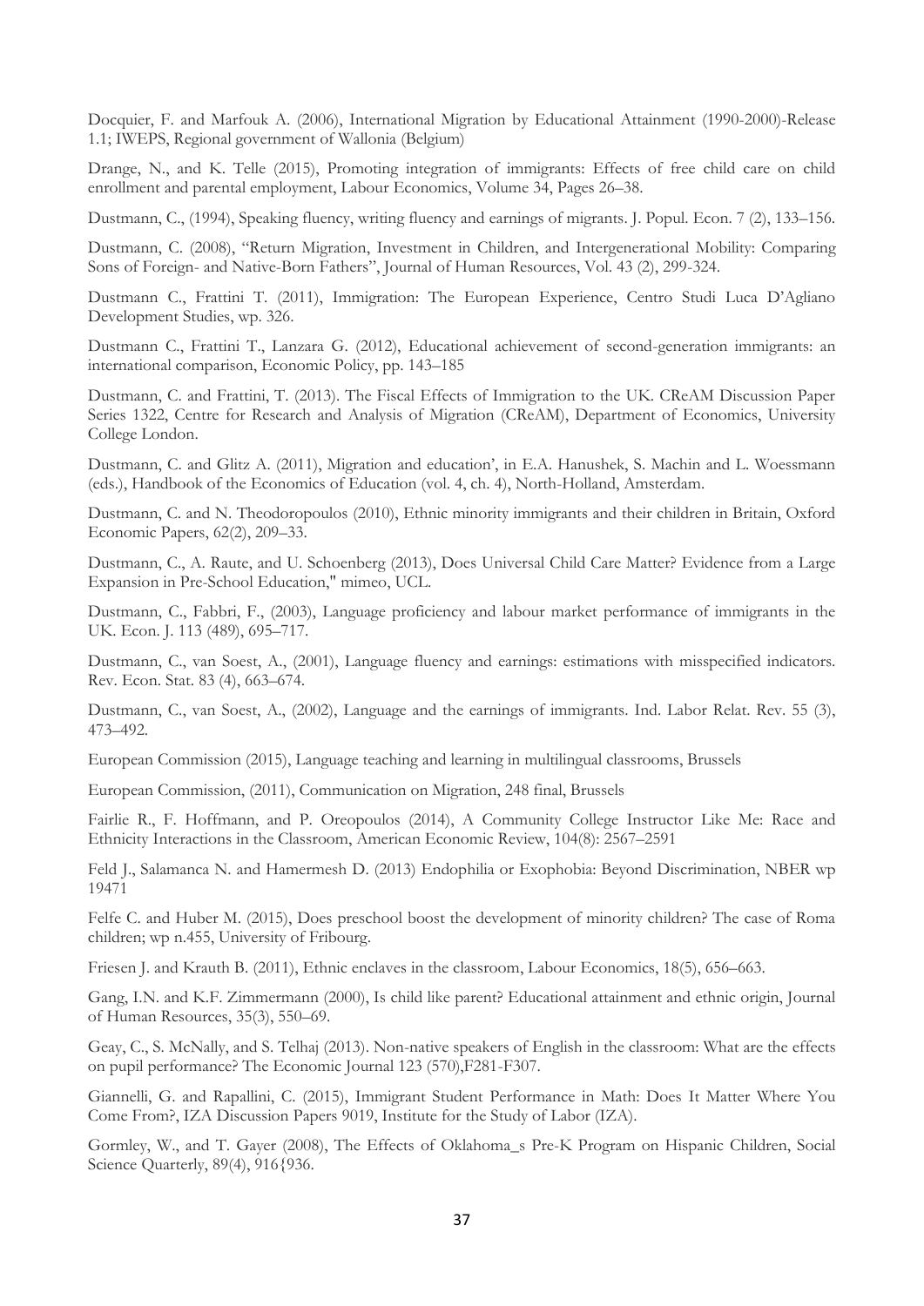Docquier, F. and Marfouk A. (2006), International Migration by Educational Attainment (1990-2000)-Release 1.1; IWEPS, Regional government of Wallonia (Belgium)

Drange, N., and K. Telle (2015), Promoting integration of immigrants: Effects of free child care on child enrollment and parental employment, Labour Economics, Volume 34, Pages 26–38.

Dustmann, C., (1994), Speaking fluency, writing fluency and earnings of migrants. J. Popul. Econ. 7 (2), 133–156.

Dustmann, C. (2008), "Return Migration, Investment in Children, and Intergenerational Mobility: Comparing Sons of Foreign- and Native-Born Fathers", Journal of Human Resources, Vol. 43 (2), 299-324.

Dustmann C., Frattini T. (2011), Immigration: The European Experience, Centro Studi Luca D'Agliano Development Studies, wp. 326.

Dustmann C., Frattini T., Lanzara G. (2012), Educational achievement of second-generation immigrants: an international comparison, Economic Policy, pp. 143–185

Dustmann, C. and Frattini, T. (2013). The Fiscal Effects of Immigration to the UK. CReAM Discussion Paper Series 1322, Centre for Research and Analysis of Migration (CReAM), Department of Economics, University College London.

Dustmann, C. and Glitz A. (2011), Migration and education', in E.A. Hanushek, S. Machin and L. Woessmann (eds.), Handbook of the Economics of Education (vol. 4, ch. 4), North-Holland, Amsterdam.

Dustmann, C. and N. Theodoropoulos (2010), Ethnic minority immigrants and their children in Britain, Oxford Economic Papers, 62(2), 209–33.

Dustmann, C., A. Raute, and U. Schoenberg (2013), Does Universal Child Care Matter? Evidence from a Large Expansion in Pre-School Education," mimeo, UCL.

Dustmann, C., Fabbri, F., (2003), Language proficiency and labour market performance of immigrants in the UK. Econ. J. 113 (489), 695–717.

Dustmann, C., van Soest, A., (2001), Language fluency and earnings: estimations with misspecified indicators. Rev. Econ. Stat. 83 (4), 663–674.

Dustmann, C., van Soest, A., (2002), Language and the earnings of immigrants. Ind. Labor Relat. Rev. 55 (3), 473–492.

European Commission (2015), Language teaching and learning in multilingual classrooms, Brussels

European Commission, (2011), Communication on Migration, 248 final, Brussels

Fairlie R., F. Hoffmann, and P. Oreopoulos (2014), A Community College Instructor Like Me: Race and Ethnicity Interactions in the Classroom, American Economic Review, 104(8): 2567–2591

Feld J., Salamanca N. and Hamermesh D. (2013) Endophilia or Exophobia: Beyond Discrimination, NBER wp 19471

Felfe C. and Huber M. (2015), Does preschool boost the development of minority children? The case of Roma children; wp n.455, University of Fribourg.

Friesen J. and Krauth B. (2011), Ethnic enclaves in the classroom, Labour Economics, 18(5), 656–663.

Gang, I.N. and K.F. Zimmermann (2000), Is child like parent? Educational attainment and ethnic origin, Journal of Human Resources, 35(3), 550–69.

Geay, C., S. McNally, and S. Telhaj (2013). Non-native speakers of English in the classroom: What are the effects on pupil performance? The Economic Journal 123 (570),F281-F307.

Giannelli, G. and Rapallini, C. (2015), Immigrant Student Performance in Math: Does It Matter Where You Come From?, IZA Discussion Papers 9019, Institute for the Study of Labor (IZA).

Gormley, W., and T. Gayer (2008), The Effects of Oklahoma_s Pre-K Program on Hispanic Children, Social Science Quarterly, 89(4), 916{936.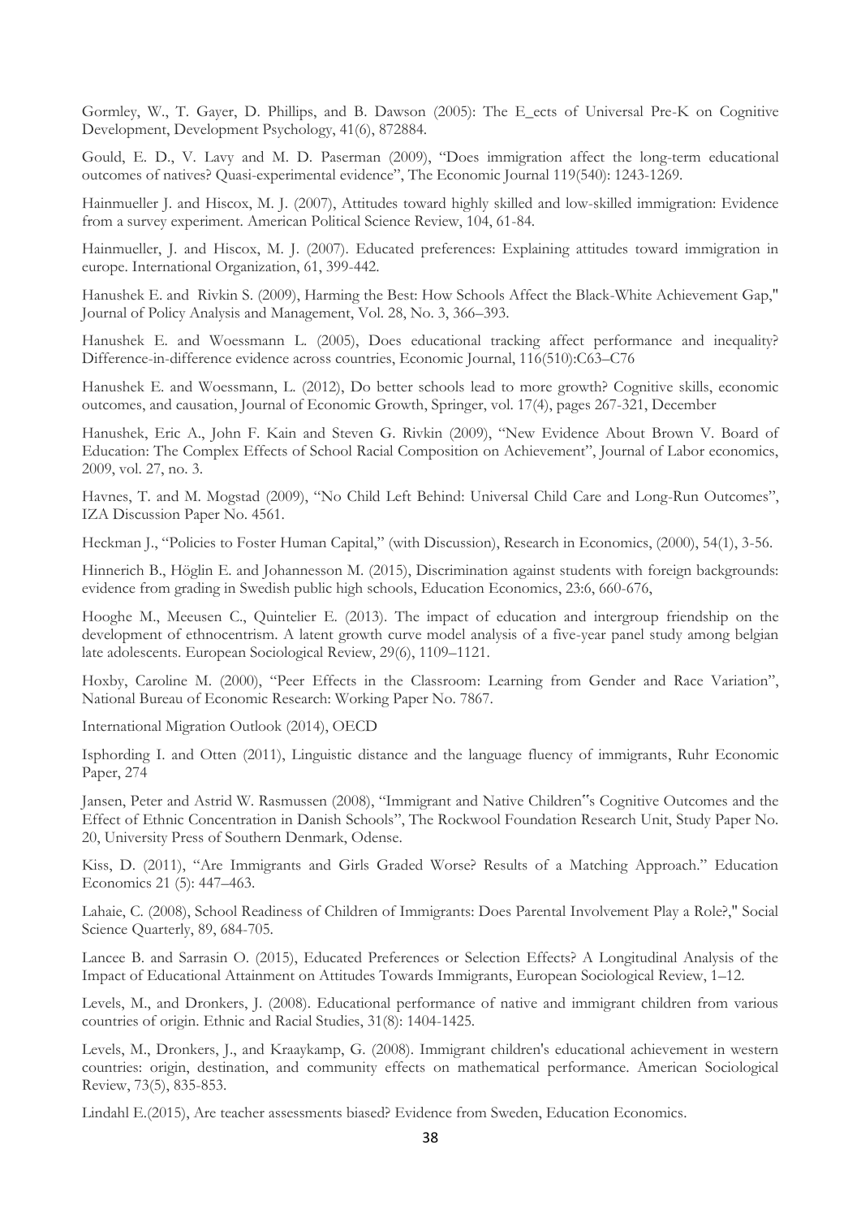Gormley, W., T. Gayer, D. Phillips, and B. Dawson (2005): The E_ects of Universal Pre-K on Cognitive Development, Development Psychology, 41(6), 872884.

Gould, E. D., V. Lavy and M. D. Paserman (2009), "Does immigration affect the long-term educational outcomes of natives? Quasi-experimental evidence", The Economic Journal 119(540): 1243-1269.

Hainmueller J. and Hiscox, M. J. (2007), Attitudes toward highly skilled and low-skilled immigration: Evidence from a survey experiment. American Political Science Review, 104, 61-84.

Hainmueller, J. and Hiscox, M. J. (2007). Educated preferences: Explaining attitudes toward immigration in europe. International Organization, 61, 399-442.

Hanushek E. and Rivkin S. (2009), Harming the Best: How Schools Affect the Black-White Achievement Gap," Journal of Policy Analysis and Management, Vol. 28, No. 3, 366–393.

Hanushek E. and Woessmann L. (2005), Does educational tracking affect performance and inequality? Difference-in-difference evidence across countries, Economic Journal, 116(510):C63–C76

Hanushek E. and Woessmann, L. (2012), Do better schools lead to more growth? Cognitive skills, economic outcomes, and causation, Journal of Economic Growth, Springer, vol. 17(4), pages 267-321, December

Hanushek, Eric A., John F. Kain and Steven G. Rivkin (2009), "New Evidence About Brown V. Board of Education: The Complex Effects of School Racial Composition on Achievement", Journal of Labor economics, 2009, vol. 27, no. 3.

Havnes, T. and M. Mogstad (2009), "No Child Left Behind: Universal Child Care and Long-Run Outcomes", IZA Discussion Paper No. 4561.

Heckman J., "Policies to Foster Human Capital," (with Discussion), Research in Economics, (2000), 54(1), 3-56.

Hinnerich B., Höglin E. and Johannesson M. (2015), Discrimination against students with foreign backgrounds: evidence from grading in Swedish public high schools, Education Economics, 23:6, 660-676,

Hooghe M., Meeusen C., Quintelier E. (2013). The impact of education and intergroup friendship on the development of ethnocentrism. A latent growth curve model analysis of a five-year panel study among belgian late adolescents. European Sociological Review, 29(6), 1109–1121.

Hoxby, Caroline M. (2000), "Peer Effects in the Classroom: Learning from Gender and Race Variation", National Bureau of Economic Research: Working Paper No. 7867.

International Migration Outlook (2014), OECD

Isphording I. and Otten (2011), Linguistic distance and the language fluency of immigrants, Ruhr Economic Paper, 274

Jansen, Peter and Astrid W. Rasmussen (2008), "Immigrant and Native Children�Ÿs Cognitive Outcomes and the Effect of Ethnic Concentration in Danish Schools", The Rockwool Foundation Research Unit, Study Paper No. 20, University Press of Southern Denmark, Odense.

Kiss, D. (2011), "Are Immigrants and Girls Graded Worse? Results of a Matching Approach." Education Economics 21 (5): 447–463.

Lahaie, C. (2008), School Readiness of Children of Immigrants: Does Parental Involvement Play a Role?," Social Science Quarterly, 89, 684-705.

Lancee B. and Sarrasin O. (2015), Educated Preferences or Selection Effects? A Longitudinal Analysis of the Impact of Educational Attainment on Attitudes Towards Immigrants, European Sociological Review, 1–12.

Levels, M., and Dronkers, J. (2008). Educational performance of native and immigrant children from various countries of origin. Ethnic and Racial Studies, 31(8): 1404-1425.

Levels, M., Dronkers, J., and Kraaykamp, G. (2008). Immigrant children's educational achievement in western countries: origin, destination, and community effects on mathematical performance. American Sociological Review, 73(5), 835-853.

Lindahl E.(2015), Are teacher assessments biased? Evidence from Sweden, Education Economics.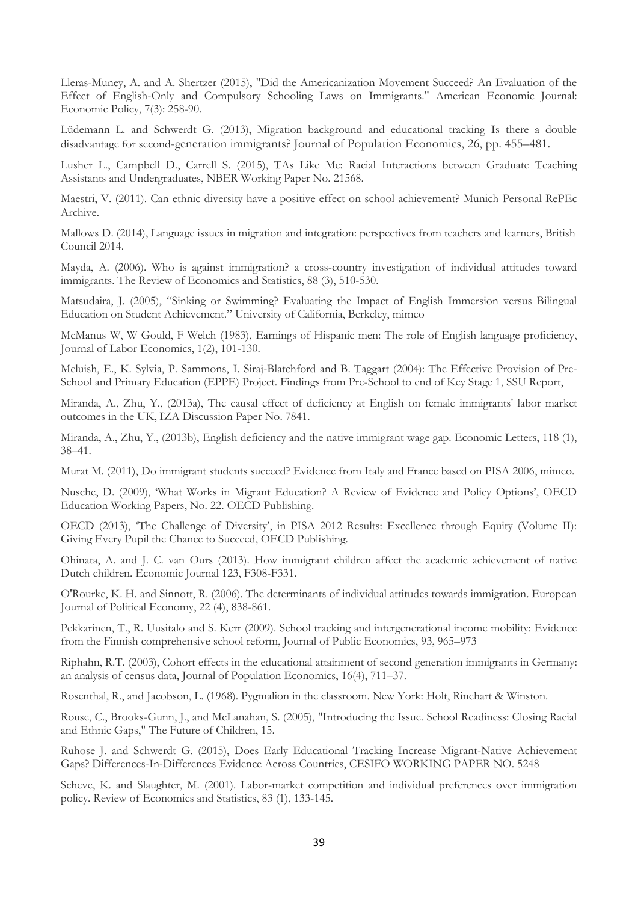Lleras-Muney, A. and A. Shertzer (2015), "Did the Americanization Movement Succeed? An Evaluation of the Effect of English-Only and Compulsory Schooling Laws on Immigrants." American Economic Journal: Economic Policy, 7(3): 258-90.

Lüdemann L. and Schwerdt G. (2013), Migration background and educational tracking Is there a double disadvantage for second-generation immigrants? Journal of Population Economics, 26, pp. 455–481.

Lusher L., Campbell D., Carrell S. (2015), TAs Like Me: Racial Interactions between Graduate Teaching Assistants and Undergraduates, NBER Working Paper No. 21568.

Maestri, V. (2011). Can ethnic diversity have a positive effect on school achievement? Munich Personal RePEc Archive.

Mallows D. (2014), Language issues in migration and integration: perspectives from teachers and learners, British Council 2014.

Mayda, A. (2006). Who is against immigration? a cross-country investigation of individual attitudes toward immigrants. The Review of Economics and Statistics, 88 (3), 510-530.

Matsudaira, J. (2005), "Sinking or Swimming? Evaluating the Impact of English Immersion versus Bilingual Education on Student Achievement." University of California, Berkeley, mimeo

McManus W, W Gould, F Welch (1983), Earnings of Hispanic men: The role of English language proficiency, Journal of Labor Economics, 1(2), 101-130.

Meluish, E., K. Sylvia, P. Sammons, I. Siraj-Blatchford and B. Taggart (2004): The Effective Provision of Pre-School and Primary Education (EPPE) Project. Findings from Pre-School to end of Key Stage 1, SSU Report,

Miranda, A., Zhu, Y., (2013a), The causal effect of deficiency at English on female immigrants' labor market outcomes in the UK, IZA Discussion Paper No. 7841.

Miranda, A., Zhu, Y., (2013b), English deficiency and the native immigrant wage gap. Economic Letters, 118 (1), 38–41.

Murat M. (2011), Do immigrant students succeed? Evidence from Italy and France based on PISA 2006, mimeo.

Nusche, D. (2009), 'What Works in Migrant Education? A Review of Evidence and Policy Options', OECD Education Working Papers, No. 22. OECD Publishing.

OECD (2013), 'The Challenge of Diversity', in PISA 2012 Results: Excellence through Equity (Volume II): Giving Every Pupil the Chance to Succeed, OECD Publishing.

Ohinata, A. and J. C. van Ours (2013). How immigrant children affect the academic achievement of native Dutch children. Economic Journal 123, F308-F331.

O'Rourke, K. H. and Sinnott, R. (2006). The determinants of individual attitudes towards immigration. European Journal of Political Economy, 22 (4), 838-861.

Pekkarinen, T., R. Uusitalo and S. Kerr (2009). School tracking and intergenerational income mobility: Evidence from the Finnish comprehensive school reform, Journal of Public Economics, 93, 965–973

Riphahn, R.T. (2003), Cohort effects in the educational attainment of second generation immigrants in Germany: an analysis of census data, Journal of Population Economics, 16(4), 711–37.

Rosenthal, R., and Jacobson, L. (1968). Pygmalion in the classroom. New York: Holt, Rinehart & Winston.

Rouse, C., Brooks-Gunn, J., and McLanahan, S. (2005), "Introducing the Issue. School Readiness: Closing Racial and Ethnic Gaps," The Future of Children, 15.

Ruhose J. and Schwerdt G. (2015), Does Early Educational Tracking Increase Migrant-Native Achievement Gaps? Differences-In-Differences Evidence Across Countries, CESIFO WORKING PAPER NO. 5248

Scheve, K. and Slaughter, M. (2001). Labor-market competition and individual preferences over immigration policy. Review of Economics and Statistics, 83 (1), 133-145.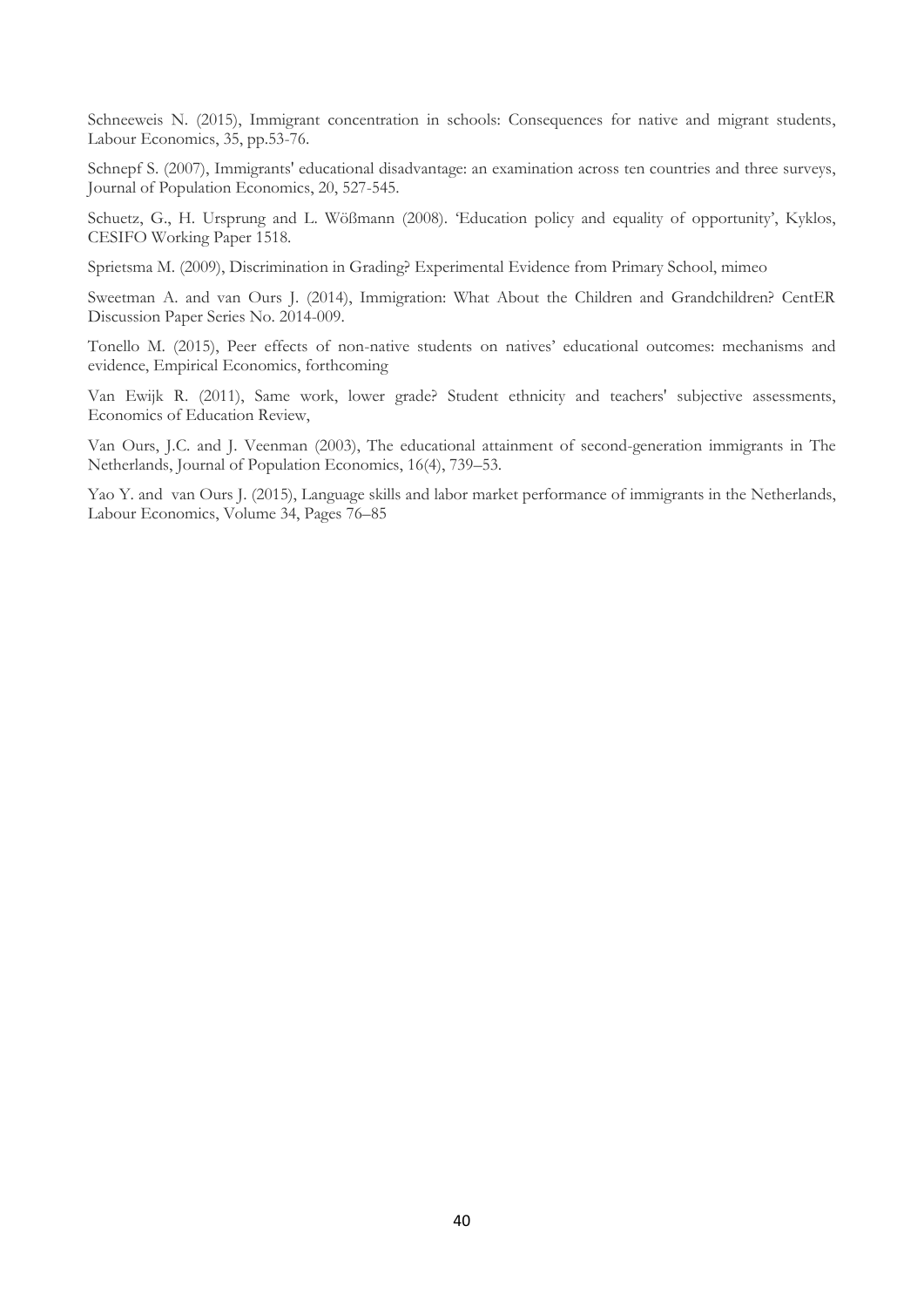Schneeweis N. (2015), Immigrant concentration in schools: Consequences for native and migrant students, Labour Economics, 35, pp.53-76.

Schnepf S. (2007), Immigrants' educational disadvantage: an examination across ten countries and three surveys, Journal of Population Economics, 20, 527-545.

Schuetz, G., H. Ursprung and L. Wößmann (2008). 'Education policy and equality of opportunity', Kyklos, CESIFO Working Paper 1518.

Sprietsma M. (2009), Discrimination in Grading? Experimental Evidence from Primary School, mimeo

Sweetman A. and van Ours J. (2014), Immigration: What About the Children and Grandchildren? CentER Discussion Paper Series No. 2014-009.

Tonello M. (2015), Peer effects of non-native students on natives' educational outcomes: mechanisms and evidence, Empirical Economics, forthcoming

Van Ewijk R. (2011), Same work, lower grade? Student ethnicity and teachers' subjective assessments, Economics of Education Review,

Van Ours, J.C. and J. Veenman (2003), The educational attainment of second-generation immigrants in The Netherlands, Journal of Population Economics, 16(4), 739–53.

Yao Y. and van Ours J. (2015), Language skills and labor market performance of immigrants in the Netherlands, Labour Economics, Volume 34, Pages 76–85